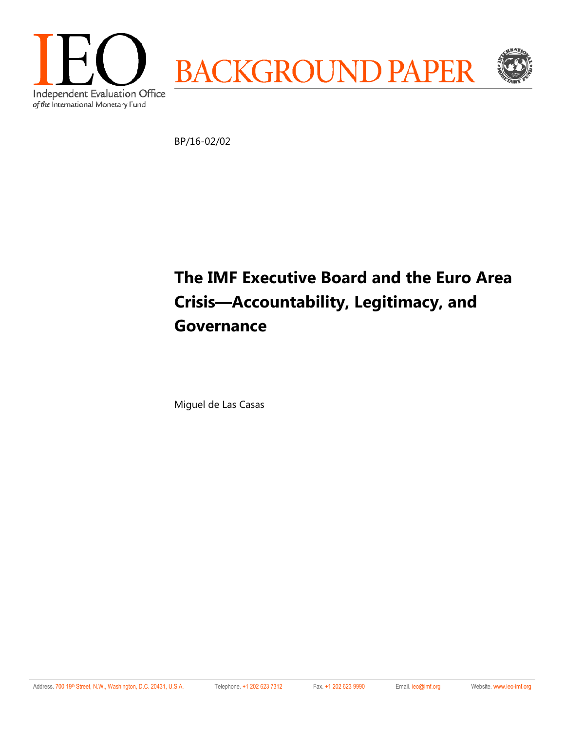IEO

Independent Evaluation Office
*of the* International Monetary Fund

BACKGROUND PAPER

BP/16-02/02

# The IMF Executive Board and the Euro Area Crisis—Accountability, Legitimacy, and Governance

Miguel de Las Casas

Address. 700 19th Street, N.W., Washington, D.C. 20431, U.S.A. Telephone. +1 202 623 7312 Fax. +1 202 623 9990 Email. ieo@imf.org Website. www.ieo-imf.org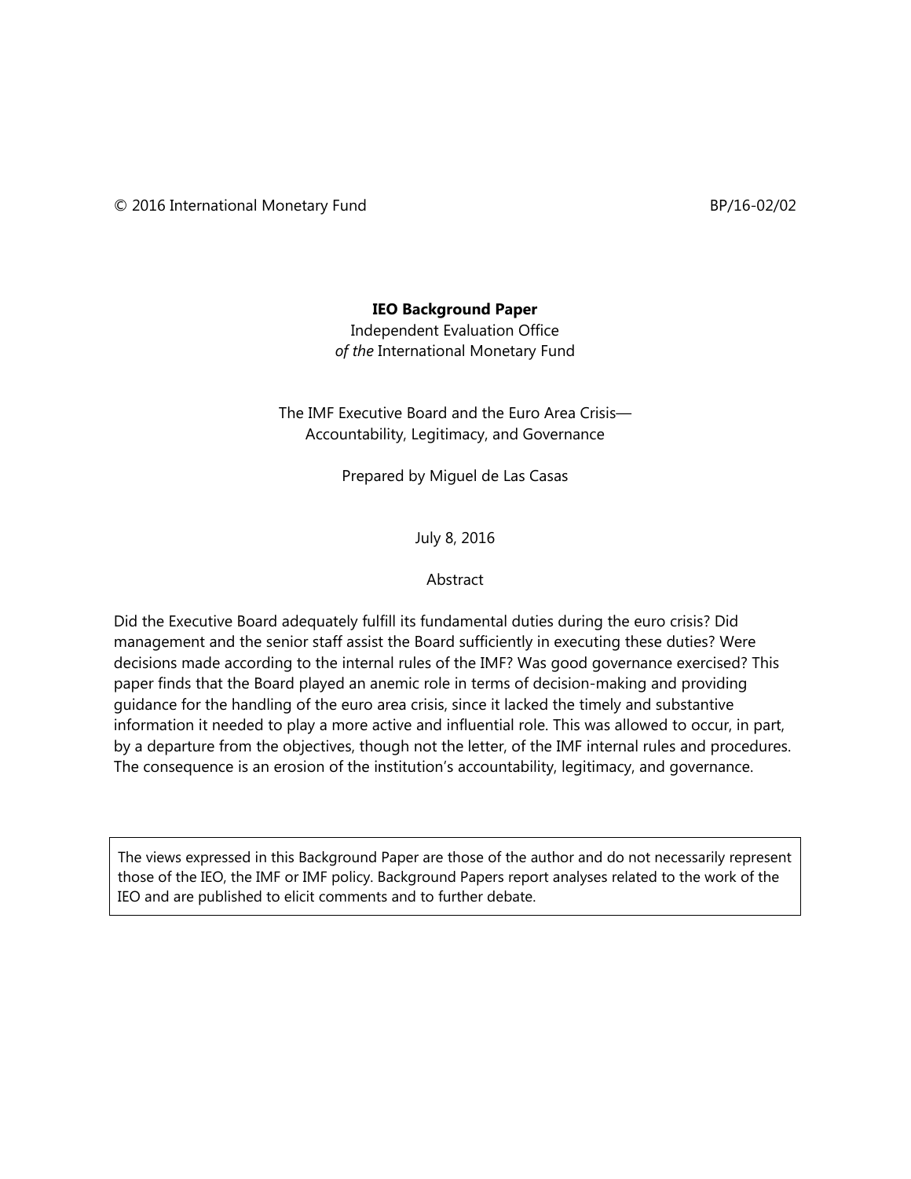© 2016 International Monetary Fund BP/16-02/02

**IEO Background Paper**

Independent Evaluation Office
*of the* International Monetary Fund

The IMF Executive Board and the Euro Area Crisis—
Accountability, Legitimacy, and Governance

Prepared by Miguel de Las Casas

July 8, 2016

Abstract

Did the Executive Board adequately fulfill its fundamental duties during the euro crisis? Did management and the senior staff assist the Board sufficiently in executing these duties? Were decisions made according to the internal rules of the IMF? Was good governance exercised? This paper finds that the Board played an anemic role in terms of decision-making and providing guidance for the handling of the euro area crisis, since it lacked the timely and substantive information it needed to play a more active and influential role. This was allowed to occur, in part, by a departure from the objectives, though not the letter, of the IMF internal rules and procedures. The consequence is an erosion of the institution's accountability, legitimacy, and governance.

> The views expressed in this Background Paper are those of the author and do not necessarily represent those of the IEO, the IMF or IMF policy. Background Papers report analyses related to the work of the IEO and are published to elicit comments and to further debate.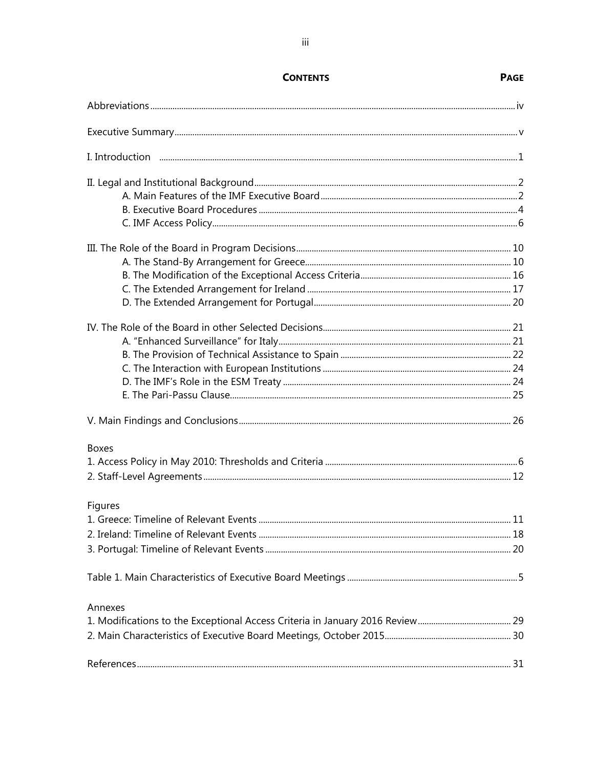# CONTENTS

| | PAGE |
|---|---|
| Abbreviations | iv |
| Executive Summary | v |
| I. Introduction | 1 |
| II. Legal and Institutional Background | 2 |
| A. Main Features of the IMF Executive Board | 2 |
| B. Executive Board Procedures | 4 |
| C. IMF Access Policy | 6 |
| III. The Role of the Board in Program Decisions | 10 |
| A. The Stand-By Arrangement for Greece | 10 |
| B. The Modification of the Exceptional Access Criteria | 16 |
| C. The Extended Arrangement for Ireland | 17 |
| D. The Extended Arrangement for Portugal | 20 |
| IV. The Role of the Board in other Selected Decisions | 21 |
| A. "Enhanced Surveillance" for Italy | 21 |
| B. The Provision of Technical Assistance to Spain | 22 |
| C. The Interaction with European Institutions | 24 |
| D. The IMF's Role in the ESM Treaty | 24 |
| E. The Pari-Passu Clause | 25 |
| V. Main Findings and Conclusions | 26 |

Boxes

| | |
|---|---|
| 1. Access Policy in May 2010: Thresholds and Criteria | 6 |
| 2. Staff-Level Agreements | 12 |

Figures

| | |
|---|---|
| 1. Greece: Timeline of Relevant Events | 11 |
| 2. Ireland: Timeline of Relevant Events | 18 |
| 3. Portugal: Timeline of Relevant Events | 20 |

| | |
|---|---|
| Table 1. Main Characteristics of Executive Board Meetings | 5 |

Annexes

| | |
|---|---|
| 1. Modifications to the Exceptional Access Criteria in January 2016 Review | 29 |
| 2. Main Characteristics of Executive Board Meetings, October 2015 | 30 |

| | |
|---|---|
| References | 31 |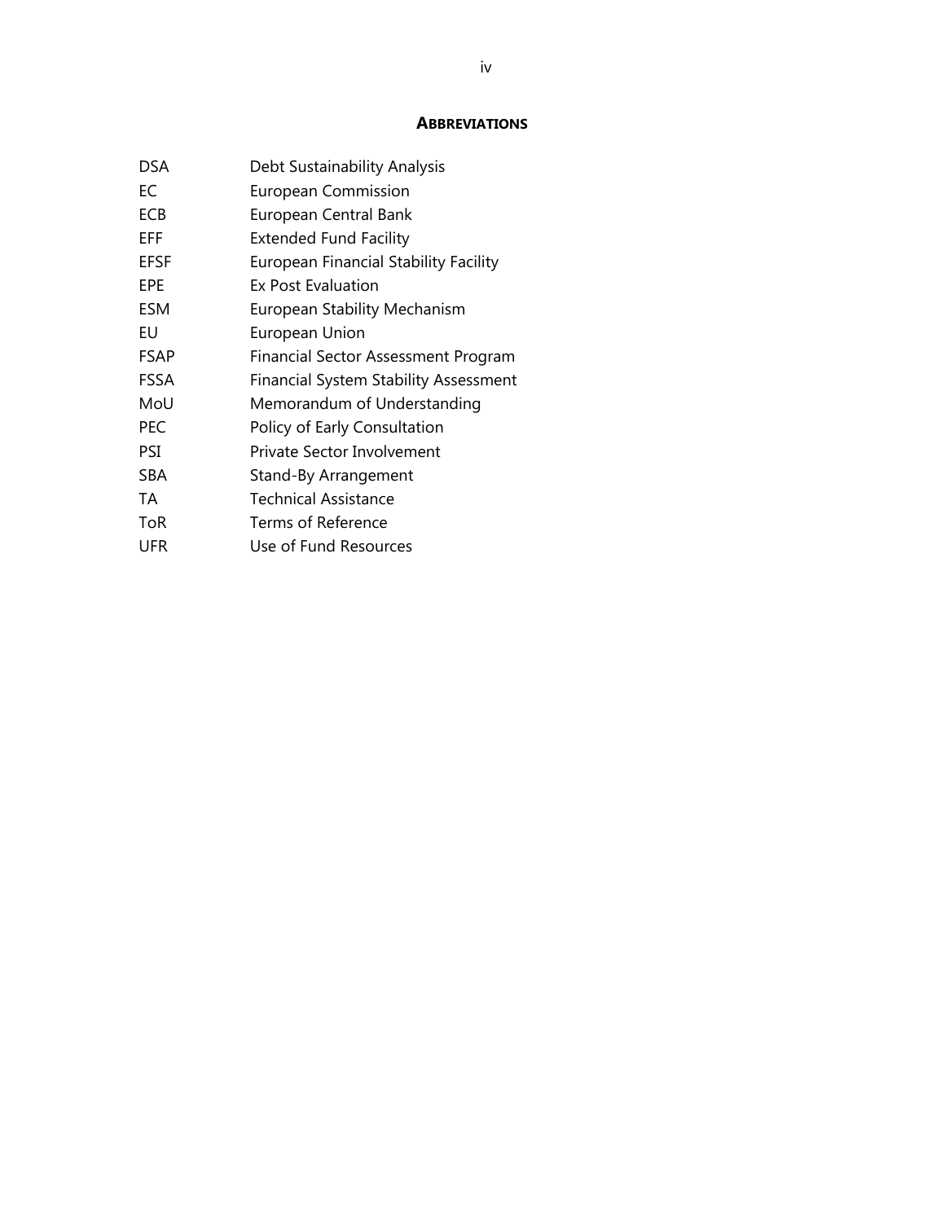## ABBREVIATIONS

| | |
|---|---|
| DSA | Debt Sustainability Analysis |
| EC | European Commission |
| ECB | European Central Bank |
| EFF | Extended Fund Facility |
| EFSF | European Financial Stability Facility |
| EPE | Ex Post Evaluation |
| ESM | European Stability Mechanism |
| EU | European Union |
| FSAP | Financial Sector Assessment Program |
| FSSA | Financial System Stability Assessment |
| MoU | Memorandum of Understanding |
| PEC | Policy of Early Consultation |
| PSI | Private Sector Involvement |
| SBA | Stand-By Arrangement |
| TA | Technical Assistance |
| ToR | Terms of Reference |
| UFR | Use of Fund Resources |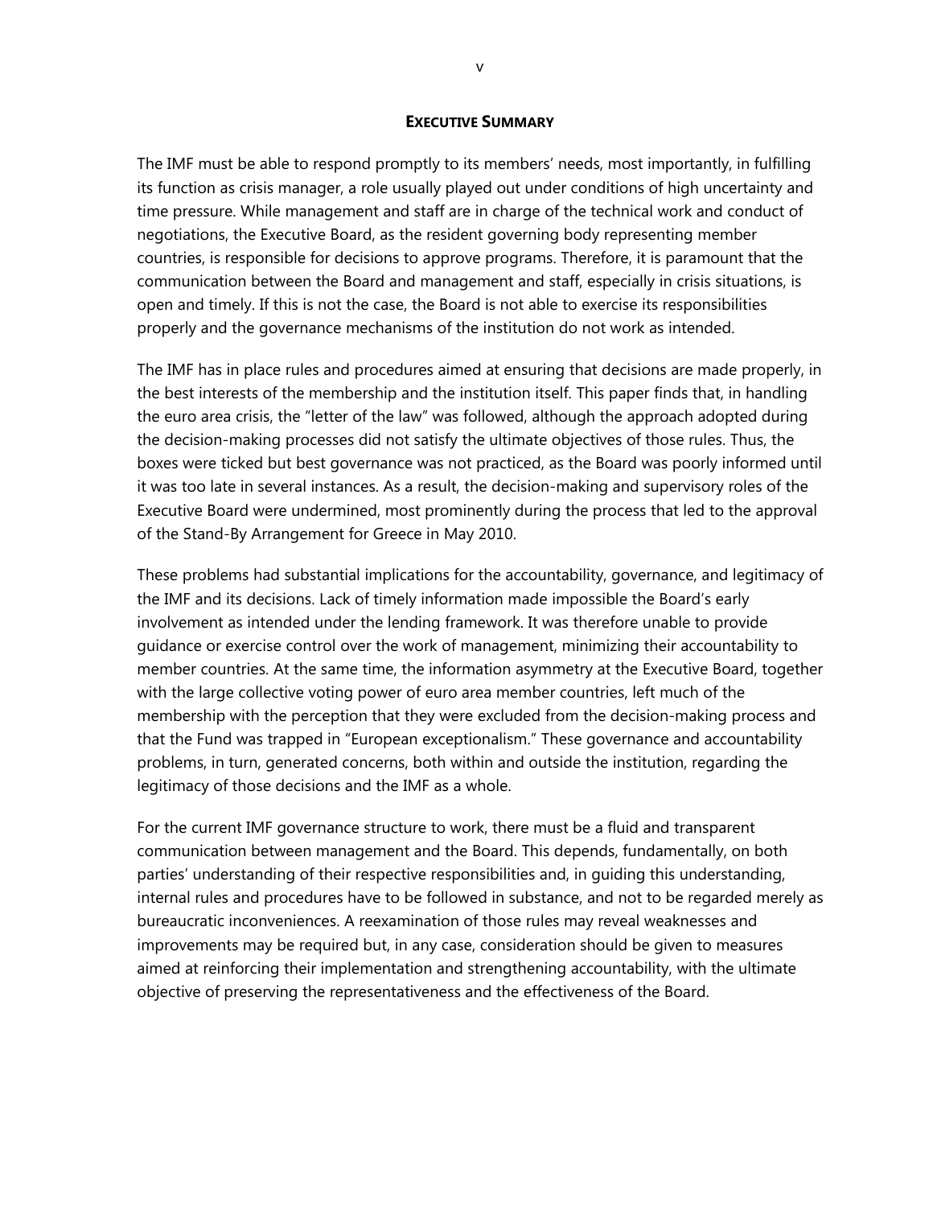## Executive Summary

The IMF must be able to respond promptly to its members' needs, most importantly, in fulfilling its function as crisis manager, a role usually played out under conditions of high uncertainty and time pressure. While management and staff are in charge of the technical work and conduct of negotiations, the Executive Board, as the resident governing body representing member countries, is responsible for decisions to approve programs. Therefore, it is paramount that the communication between the Board and management and staff, especially in crisis situations, is open and timely. If this is not the case, the Board is not able to exercise its responsibilities properly and the governance mechanisms of the institution do not work as intended.

The IMF has in place rules and procedures aimed at ensuring that decisions are made properly, in the best interests of the membership and the institution itself. This paper finds that, in handling the euro area crisis, the "letter of the law" was followed, although the approach adopted during the decision-making processes did not satisfy the ultimate objectives of those rules. Thus, the boxes were ticked but best governance was not practiced, as the Board was poorly informed until it was too late in several instances. As a result, the decision-making and supervisory roles of the Executive Board were undermined, most prominently during the process that led to the approval of the Stand-By Arrangement for Greece in May 2010.

These problems had substantial implications for the accountability, governance, and legitimacy of the IMF and its decisions. Lack of timely information made impossible the Board's early involvement as intended under the lending framework. It was therefore unable to provide guidance or exercise control over the work of management, minimizing their accountability to member countries. At the same time, the information asymmetry at the Executive Board, together with the large collective voting power of euro area member countries, left much of the membership with the perception that they were excluded from the decision-making process and that the Fund was trapped in "European exceptionalism." These governance and accountability problems, in turn, generated concerns, both within and outside the institution, regarding the legitimacy of those decisions and the IMF as a whole.

For the current IMF governance structure to work, there must be a fluid and transparent communication between management and the Board. This depends, fundamentally, on both parties' understanding of their respective responsibilities and, in guiding this understanding, internal rules and procedures have to be followed in substance, and not to be regarded merely as bureaucratic inconveniences. A reexamination of those rules may reveal weaknesses and improvements may be required but, in any case, consideration should be given to measures aimed at reinforcing their implementation and strengthening accountability, with the ultimate objective of preserving the representativeness and the effectiveness of the Board.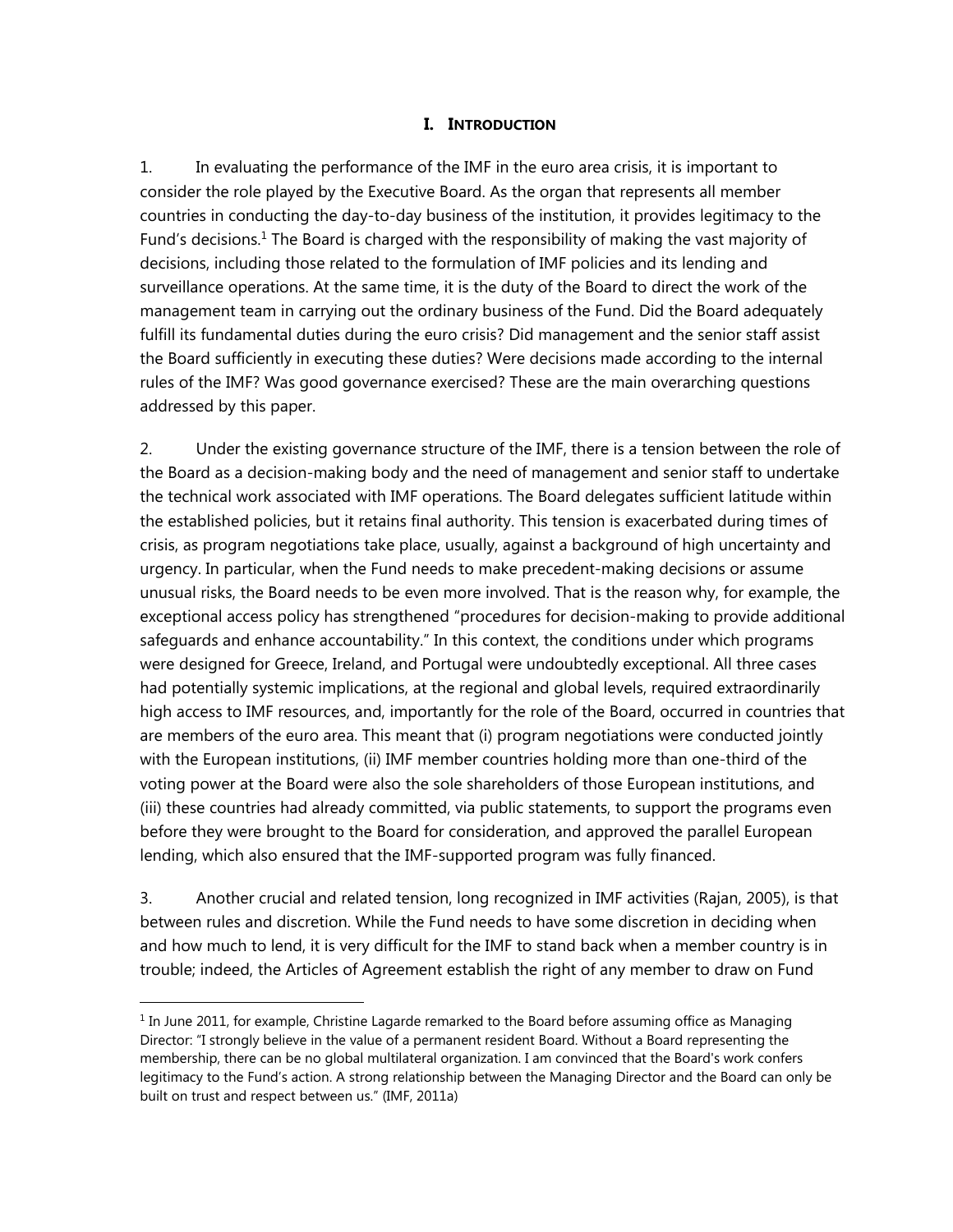## I. INTRODUCTION

1. In evaluating the performance of the IMF in the euro area crisis, it is important to consider the role played by the Executive Board. As the organ that represents all member countries in conducting the day-to-day business of the institution, it provides legitimacy to the Fund's decisions.[1] The Board is charged with the responsibility of making the vast majority of decisions, including those related to the formulation of IMF policies and its lending and surveillance operations. At the same time, it is the duty of the Board to direct the work of the management team in carrying out the ordinary business of the Fund. Did the Board adequately fulfill its fundamental duties during the euro crisis? Did management and the senior staff assist the Board sufficiently in executing these duties? Were decisions made according to the internal rules of the IMF? Was good governance exercised? These are the main overarching questions addressed by this paper.

2. Under the existing governance structure of the IMF, there is a tension between the role of the Board as a decision-making body and the need of management and senior staff to undertake the technical work associated with IMF operations. The Board delegates sufficient latitude within the established policies, but it retains final authority. This tension is exacerbated during times of crisis, as program negotiations take place, usually, against a background of high uncertainty and urgency. In particular, when the Fund needs to make precedent-making decisions or assume unusual risks, the Board needs to be even more involved. That is the reason why, for example, the exceptional access policy has strengthened "procedures for decision-making to provide additional safeguards and enhance accountability." In this context, the conditions under which programs were designed for Greece, Ireland, and Portugal were undoubtedly exceptional. All three cases had potentially systemic implications, at the regional and global levels, required extraordinarily high access to IMF resources, and, importantly for the role of the Board, occurred in countries that are members of the euro area. This meant that (i) program negotiations were conducted jointly with the European institutions, (ii) IMF member countries holding more than one-third of the voting power at the Board were also the sole shareholders of those European institutions, and (iii) these countries had already committed, via public statements, to support the programs even before they were brought to the Board for consideration, and approved the parallel European lending, which also ensured that the IMF-supported program was fully financed.

3. Another crucial and related tension, long recognized in IMF activities (Rajan, 2005), is that between rules and discretion. While the Fund needs to have some discretion in deciding when and how much to lend, it is very difficult for the IMF to stand back when a member country is in trouble; indeed, the Articles of Agreement establish the right of any member to draw on Fund

[1] In June 2011, for example, Christine Lagarde remarked to the Board before assuming office as Managing Director: "I strongly believe in the value of a permanent resident Board. Without a Board representing the membership, there can be no global multilateral organization. I am convinced that the Board's work confers legitimacy to the Fund's action. A strong relationship between the Managing Director and the Board can only be built on trust and respect between us." (IMF, 2011a)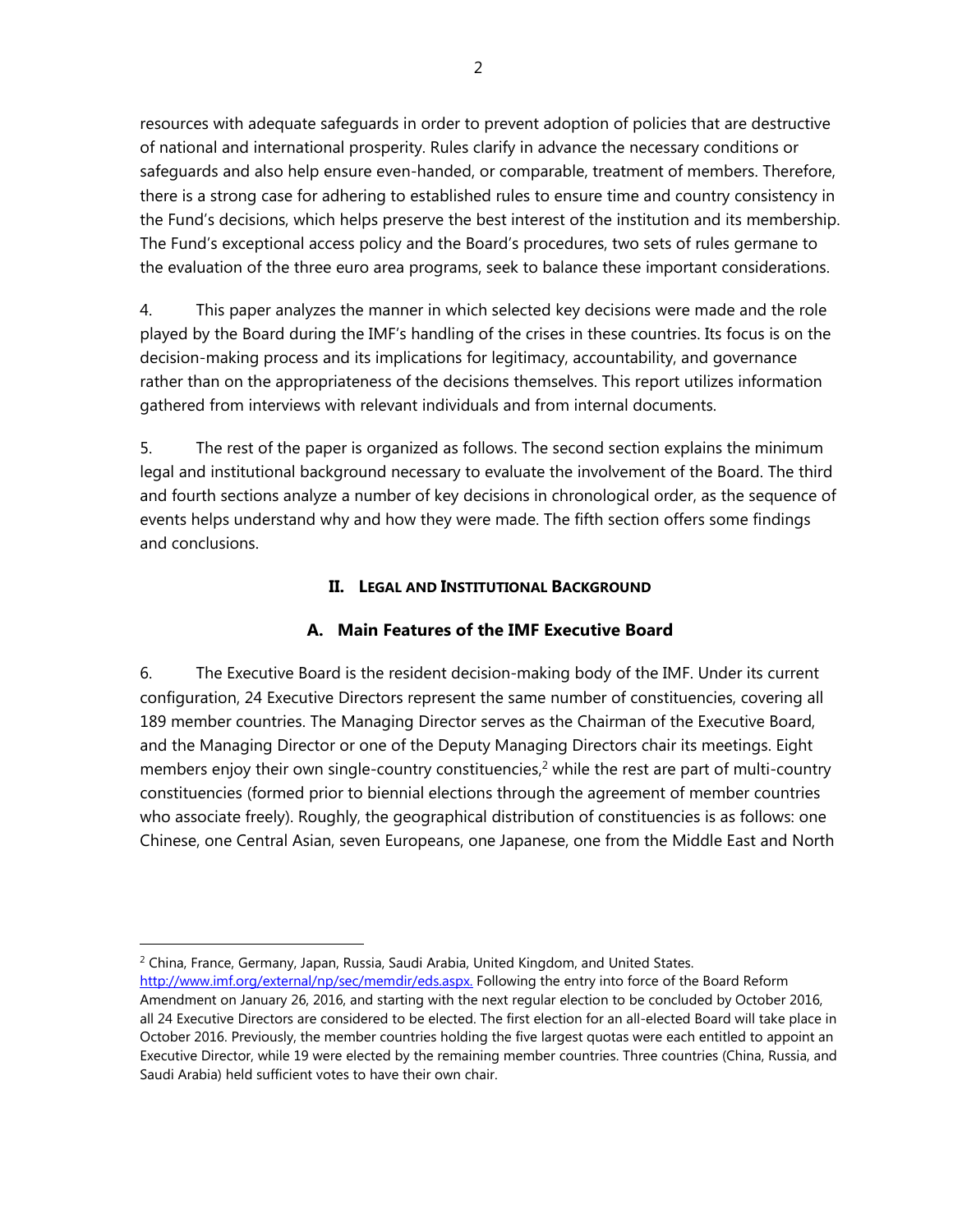resources with adequate safeguards in order to prevent adoption of policies that are destructive of national and international prosperity. Rules clarify in advance the necessary conditions or safeguards and also help ensure even-handed, or comparable, treatment of members. Therefore, there is a strong case for adhering to established rules to ensure time and country consistency in the Fund's decisions, which helps preserve the best interest of the institution and its membership. The Fund's exceptional access policy and the Board's procedures, two sets of rules germane to the evaluation of the three euro area programs, seek to balance these important considerations.

4. This paper analyzes the manner in which selected key decisions were made and the role played by the Board during the IMF's handling of the crises in these countries. Its focus is on the decision-making process and its implications for legitimacy, accountability, and governance rather than on the appropriateness of the decisions themselves. This report utilizes information gathered from interviews with relevant individuals and from internal documents.

5. The rest of the paper is organized as follows. The second section explains the minimum legal and institutional background necessary to evaluate the involvement of the Board. The third and fourth sections analyze a number of key decisions in chronological order, as the sequence of events helps understand why and how they were made. The fifth section offers some findings and conclusions.

## II. Legal and Institutional Background

### A. Main Features of the IMF Executive Board

6. The Executive Board is the resident decision-making body of the IMF. Under its current configuration, 24 Executive Directors represent the same number of constituencies, covering all 189 member countries. The Managing Director serves as the Chairman of the Executive Board, and the Managing Director or one of the Deputy Managing Directors chair its meetings. Eight members enjoy their own single-country constituencies,[2] while the rest are part of multi-country constituencies (formed prior to biennial elections through the agreement of member countries who associate freely). Roughly, the geographical distribution of constituencies is as follows: one Chinese, one Central Asian, seven Europeans, one Japanese, one from the Middle East and North

---

[2] China, France, Germany, Japan, Russia, Saudi Arabia, United Kingdom, and United States. http://www.imf.org/external/np/sec/memdir/eds.aspx. Following the entry into force of the Board Reform Amendment on January 26, 2016, and starting with the next regular election to be concluded by October 2016, all 24 Executive Directors are considered to be elected. The first election for an all-elected Board will take place in October 2016. Previously, the member countries holding the five largest quotas were each entitled to appoint an Executive Director, while 19 were elected by the remaining member countries. Three countries (China, Russia, and Saudi Arabia) held sufficient votes to have their own chair.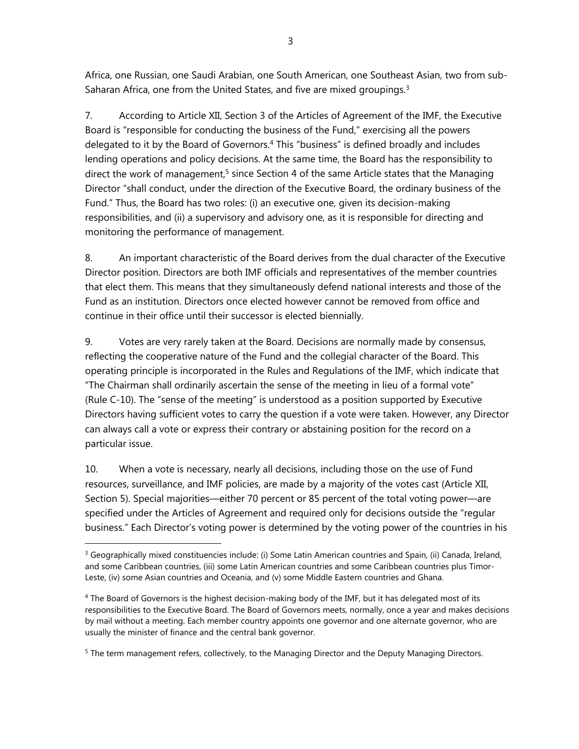Africa, one Russian, one Saudi Arabian, one South American, one Southeast Asian, two from sub-Saharan Africa, one from the United States, and five are mixed groupings.[3]

7. According to Article XII, Section 3 of the Articles of Agreement of the IMF, the Executive Board is "responsible for conducting the business of the Fund," exercising all the powers delegated to it by the Board of Governors.[4] This "business" is defined broadly and includes lending operations and policy decisions. At the same time, the Board has the responsibility to direct the work of management,[5] since Section 4 of the same Article states that the Managing Director "shall conduct, under the direction of the Executive Board, the ordinary business of the Fund." Thus, the Board has two roles: (i) an executive one, given its decision-making responsibilities, and (ii) a supervisory and advisory one, as it is responsible for directing and monitoring the performance of management.

8. An important characteristic of the Board derives from the dual character of the Executive Director position. Directors are both IMF officials and representatives of the member countries that elect them. This means that they simultaneously defend national interests and those of the Fund as an institution. Directors once elected however cannot be removed from office and continue in their office until their successor is elected biennially.

9. Votes are very rarely taken at the Board. Decisions are normally made by consensus, reflecting the cooperative nature of the Fund and the collegial character of the Board. This operating principle is incorporated in the Rules and Regulations of the IMF, which indicate that "The Chairman shall ordinarily ascertain the sense of the meeting in lieu of a formal vote" (Rule C-10). The "sense of the meeting" is understood as a position supported by Executive Directors having sufficient votes to carry the question if a vote were taken. However, any Director can always call a vote or express their contrary or abstaining position for the record on a particular issue.

10. When a vote is necessary, nearly all decisions, including those on the use of Fund resources, surveillance, and IMF policies, are made by a majority of the votes cast (Article XII, Section 5). Special majorities—either 70 percent or 85 percent of the total voting power—are specified under the Articles of Agreement and required only for decisions outside the "regular business." Each Director's voting power is determined by the voting power of the countries in his

---

[3] Geographically mixed constituencies include: (i) Some Latin American countries and Spain, (ii) Canada, Ireland, and some Caribbean countries, (iii) some Latin American countries and some Caribbean countries plus Timor-Leste, (iv) some Asian countries and Oceania, and (v) some Middle Eastern countries and Ghana.

[4] The Board of Governors is the highest decision-making body of the IMF, but it has delegated most of its responsibilities to the Executive Board. The Board of Governors meets, normally, once a year and makes decisions by mail without a meeting. Each member country appoints one governor and one alternate governor, who are usually the minister of finance and the central bank governor.

[5] The term management refers, collectively, to the Managing Director and the Deputy Managing Directors.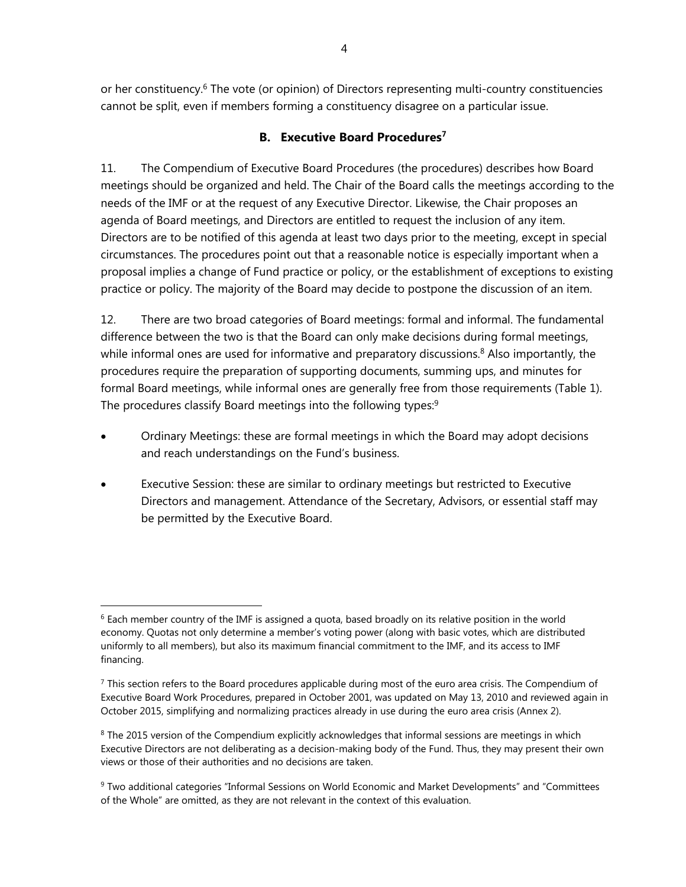or her constituency.[6] The vote (or opinion) of Directors representing multi-country constituencies cannot be split, even if members forming a constituency disagree on a particular issue.

### B. Executive Board Procedures[7]

11. The Compendium of Executive Board Procedures (the procedures) describes how Board meetings should be organized and held. The Chair of the Board calls the meetings according to the needs of the IMF or at the request of any Executive Director. Likewise, the Chair proposes an agenda of Board meetings, and Directors are entitled to request the inclusion of any item. Directors are to be notified of this agenda at least two days prior to the meeting, except in special circumstances. The procedures point out that a reasonable notice is especially important when a proposal implies a change of Fund practice or policy, or the establishment of exceptions to existing practice or policy. The majority of the Board may decide to postpone the discussion of an item.

12. There are two broad categories of Board meetings: formal and informal. The fundamental difference between the two is that the Board can only make decisions during formal meetings, while informal ones are used for informative and preparatory discussions.[8] Also importantly, the procedures require the preparation of supporting documents, summing ups, and minutes for formal Board meetings, while informal ones are generally free from those requirements (Table 1). The procedures classify Board meetings into the following types:[9]

- Ordinary Meetings: these are formal meetings in which the Board may adopt decisions and reach understandings on the Fund's business.
- Executive Session: these are similar to ordinary meetings but restricted to Executive Directors and management. Attendance of the Secretary, Advisors, or essential staff may be permitted by the Executive Board.

---

[6] Each member country of the IMF is assigned a quota, based broadly on its relative position in the world economy. Quotas not only determine a member's voting power (along with basic votes, which are distributed uniformly to all members), but also its maximum financial commitment to the IMF, and its access to IMF financing.

[7] This section refers to the Board procedures applicable during most of the euro area crisis. The Compendium of Executive Board Work Procedures, prepared in October 2001, was updated on May 13, 2010 and reviewed again in October 2015, simplifying and normalizing practices already in use during the euro area crisis (Annex 2).

[8] The 2015 version of the Compendium explicitly acknowledges that informal sessions are meetings in which Executive Directors are not deliberating as a decision-making body of the Fund. Thus, they may present their own views or those of their authorities and no decisions are taken.

[9] Two additional categories "Informal Sessions on World Economic and Market Developments" and "Committees of the Whole" are omitted, as they are not relevant in the context of this evaluation.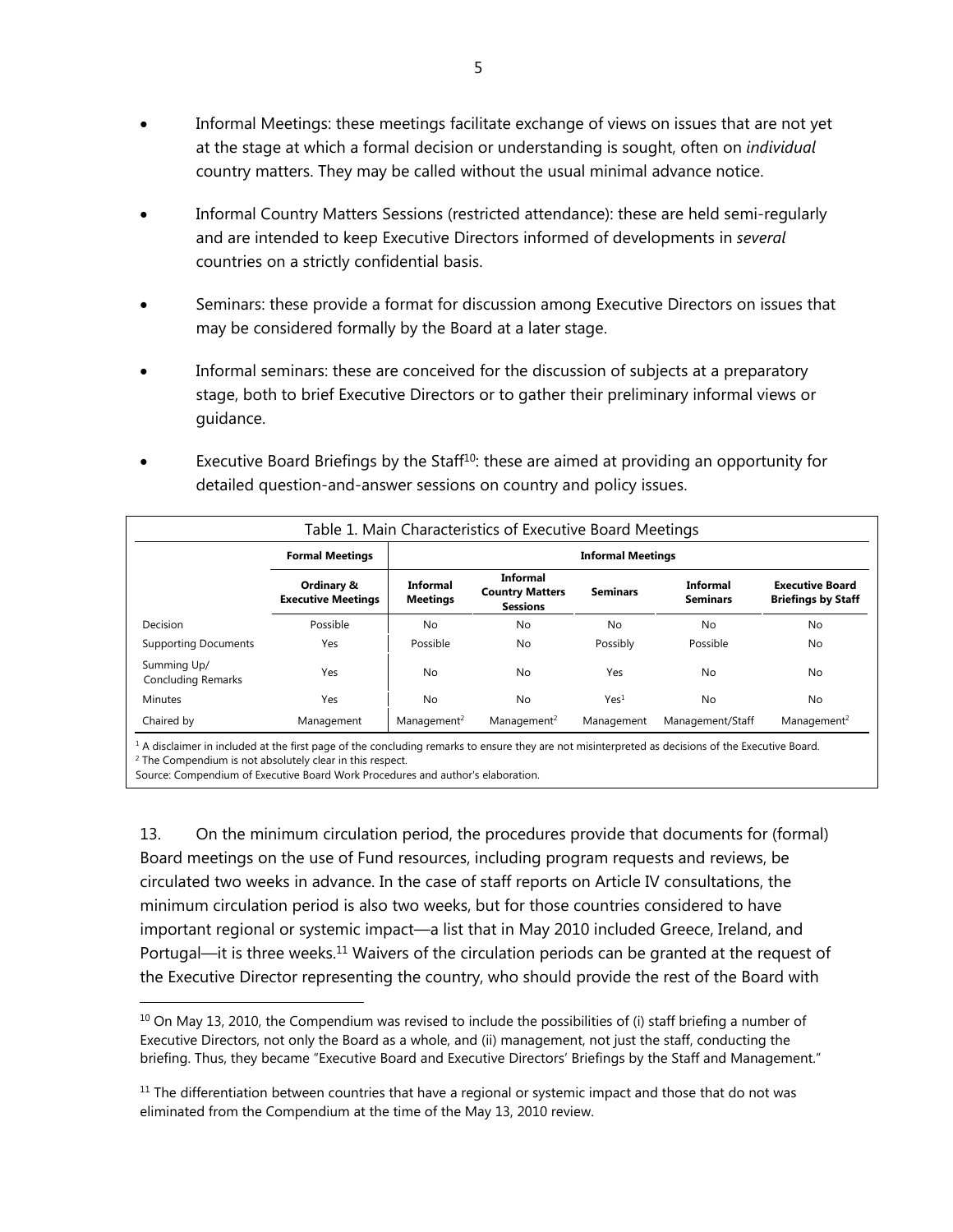- Informal Meetings: these meetings facilitate exchange of views on issues that are not yet at the stage at which a formal decision or understanding is sought, often on *individual* country matters. They may be called without the usual minimal advance notice.

- Informal Country Matters Sessions (restricted attendance): these are held semi-regularly and are intended to keep Executive Directors informed of developments in *several* countries on a strictly confidential basis.

- Seminars: these provide a format for discussion among Executive Directors on issues that may be considered formally by the Board at a later stage.

- Informal seminars: these are conceived for the discussion of subjects at a preparatory stage, both to brief Executive Directors or to gather their preliminary informal views or guidance.

- Executive Board Briefings by the Staff[10]: these are aimed at providing an opportunity for detailed question-and-answer sessions on country and policy issues.

Table 1. Main Characteristics of Executive Board Meetings

| | **Formal Meetings** | **Informal Meetings** | | | | |
|---|---|---|---|---|---|---|
| | **Ordinary & Executive Meetings** | **Informal Meetings** | **Informal Country Matters Sessions** | **Seminars** | **Informal Seminars** | **Executive Board Briefings by Staff** |
| Decision | Possible | No | No | No | No | No |
| Supporting Documents | Yes | Possible | No | Possibly | Possible | No |
| Summing Up/ Concluding Remarks | Yes | No | No | Yes | No | No |
| Minutes | Yes | No | No | Yes[1] | No | No |
| Chaired by | Management | Management[2] | Management[2] | Management | Management/Staff | Management[2] |

[1] A disclaimer in included at the first page of the concluding remarks to ensure they are not misinterpreted as decisions of the Executive Board.
[2] The Compendium is not absolutely clear in this respect.
Source: Compendium of Executive Board Work Procedures and author's elaboration.

13. On the minimum circulation period, the procedures provide that documents for (formal) Board meetings on the use of Fund resources, including program requests and reviews, be circulated two weeks in advance. In the case of staff reports on Article IV consultations, the minimum circulation period is also two weeks, but for those countries considered to have important regional or systemic impact—a list that in May 2010 included Greece, Ireland, and Portugal—it is three weeks.[11] Waivers of the circulation periods can be granted at the request of the Executive Director representing the country, who should provide the rest of the Board with

[10] On May 13, 2010, the Compendium was revised to include the possibilities of (i) staff briefing a number of Executive Directors, not only the Board as a whole, and (ii) management, not just the staff, conducting the briefing. Thus, they became "Executive Board and Executive Directors' Briefings by the Staff and Management."

[11] The differentiation between countries that have a regional or systemic impact and those that do not was eliminated from the Compendium at the time of the May 13, 2010 review.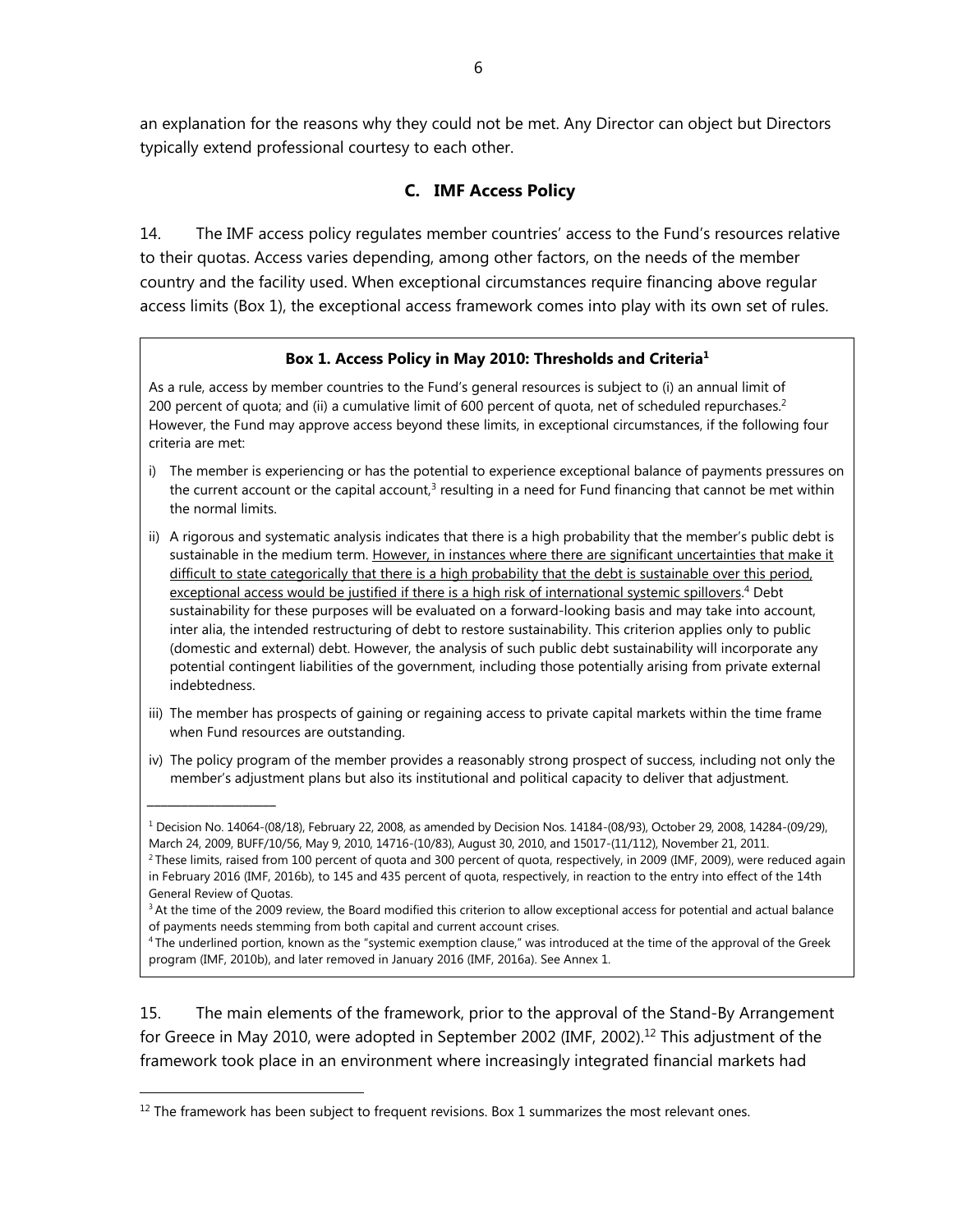an explanation for the reasons why they could not be met. Any Director can object but Directors typically extend professional courtesy to each other.

### C. IMF Access Policy

14. The IMF access policy regulates member countries' access to the Fund's resources relative to their quotas. Access varies depending, among other factors, on the needs of the member country and the facility used. When exceptional circumstances require financing above regular access limits (Box 1), the exceptional access framework comes into play with its own set of rules.

> **Box 1. Access Policy in May 2010: Thresholds and Criteria[1]**
>
> As a rule, access by member countries to the Fund's general resources is subject to (i) an annual limit of 200 percent of quota; and (ii) a cumulative limit of 600 percent of quota, net of scheduled repurchases.[2] However, the Fund may approve access beyond these limits, in exceptional circumstances, if the following four criteria are met:
>
> i) The member is experiencing or has the potential to experience exceptional balance of payments pressures on the current account or the capital account,[3] resulting in a need for Fund financing that cannot be met within the normal limits.
>
> ii) A rigorous and systematic analysis indicates that there is a high probability that the member's public debt is sustainable in the medium term. <u>However, in instances where there are significant uncertainties that make it difficult to state categorically that there is a high probability that the debt is sustainable over this period, exceptional access would be justified if there is a high risk of international systemic spillovers.</u>[4] Debt sustainability for these purposes will be evaluated on a forward-looking basis and may take into account, inter alia, the intended restructuring of debt to restore sustainability. This criterion applies only to public (domestic and external) debt. However, the analysis of such public debt sustainability will incorporate any potential contingent liabilities of the government, including those potentially arising from private external indebtedness.
>
> iii) The member has prospects of gaining or regaining access to private capital markets within the time frame when Fund resources are outstanding.
>
> iv) The policy program of the member provides a reasonably strong prospect of success, including not only the member's adjustment plans but also its institutional and political capacity to deliver that adjustment.
>
> ---
>
> [1] Decision No. 14064-(08/18), February 22, 2008, as amended by Decision Nos. 14184-(08/93), October 29, 2008, 14284-(09/29), March 24, 2009, BUFF/10/56, May 9, 2010, 14716-(10/83), August 30, 2010, and 15017-(11/112), November 21, 2011.
>
> [2] These limits, raised from 100 percent of quota and 300 percent of quota, respectively, in 2009 (IMF, 2009), were reduced again in February 2016 (IMF, 2016b), to 145 and 435 percent of quota, respectively, in reaction to the entry into effect of the 14th General Review of Quotas.
>
> [3] At the time of the 2009 review, the Board modified this criterion to allow exceptional access for potential and actual balance of payments needs stemming from both capital and current account crises.
>
> [4] The underlined portion, known as the "systemic exemption clause," was introduced at the time of the approval of the Greek program (IMF, 2010b), and later removed in January 2016 (IMF, 2016a). See Annex 1.

15. The main elements of the framework, prior to the approval of the Stand-By Arrangement for Greece in May 2010, were adopted in September 2002 (IMF, 2002).[12] This adjustment of the framework took place in an environment where increasingly integrated financial markets had

---

[12] The framework has been subject to frequent revisions. Box 1 summarizes the most relevant ones.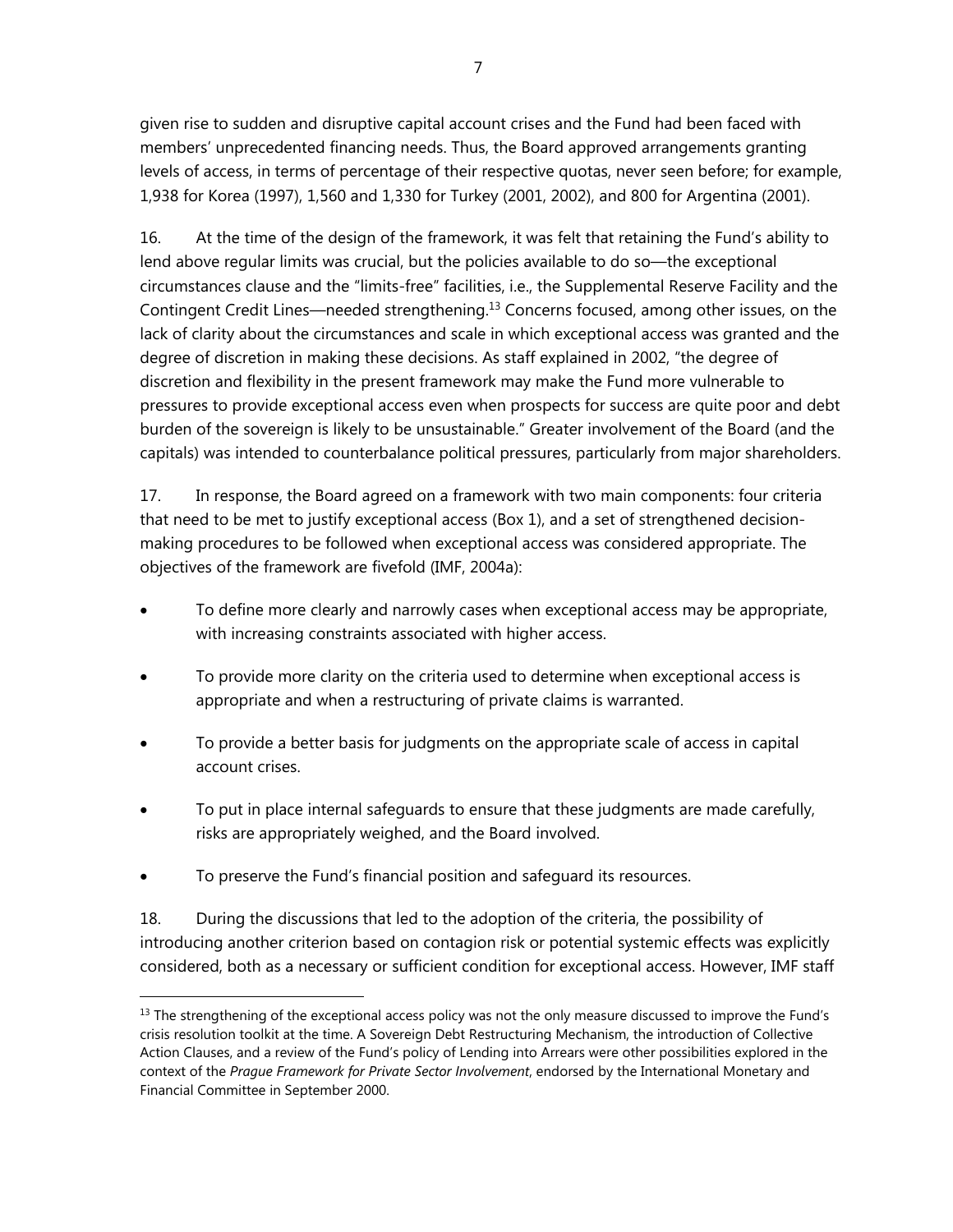given rise to sudden and disruptive capital account crises and the Fund had been faced with members' unprecedented financing needs. Thus, the Board approved arrangements granting levels of access, in terms of percentage of their respective quotas, never seen before; for example, 1,938 for Korea (1997), 1,560 and 1,330 for Turkey (2001, 2002), and 800 for Argentina (2001).

16. At the time of the design of the framework, it was felt that retaining the Fund's ability to lend above regular limits was crucial, but the policies available to do so—the exceptional circumstances clause and the "limits-free" facilities, i.e., the Supplemental Reserve Facility and the Contingent Credit Lines—needed strengthening.[13] Concerns focused, among other issues, on the lack of clarity about the circumstances and scale in which exceptional access was granted and the degree of discretion in making these decisions. As staff explained in 2002, "the degree of discretion and flexibility in the present framework may make the Fund more vulnerable to pressures to provide exceptional access even when prospects for success are quite poor and debt burden of the sovereign is likely to be unsustainable." Greater involvement of the Board (and the capitals) was intended to counterbalance political pressures, particularly from major shareholders.

17. In response, the Board agreed on a framework with two main components: four criteria that need to be met to justify exceptional access (Box 1), and a set of strengthened decision-making procedures to be followed when exceptional access was considered appropriate. The objectives of the framework are fivefold (IMF, 2004a):

- To define more clearly and narrowly cases when exceptional access may be appropriate, with increasing constraints associated with higher access.
- To provide more clarity on the criteria used to determine when exceptional access is appropriate and when a restructuring of private claims is warranted.
- To provide a better basis for judgments on the appropriate scale of access in capital account crises.
- To put in place internal safeguards to ensure that these judgments are made carefully, risks are appropriately weighed, and the Board involved.
- To preserve the Fund's financial position and safeguard its resources.

18. During the discussions that led to the adoption of the criteria, the possibility of introducing another criterion based on contagion risk or potential systemic effects was explicitly considered, both as a necessary or sufficient condition for exceptional access. However, IMF staff

[13] The strengthening of the exceptional access policy was not the only measure discussed to improve the Fund's crisis resolution toolkit at the time. A Sovereign Debt Restructuring Mechanism, the introduction of Collective Action Clauses, and a review of the Fund's policy of Lending into Arrears were other possibilities explored in the context of the *Prague Framework for Private Sector Involvement*, endorsed by the International Monetary and Financial Committee in September 2000.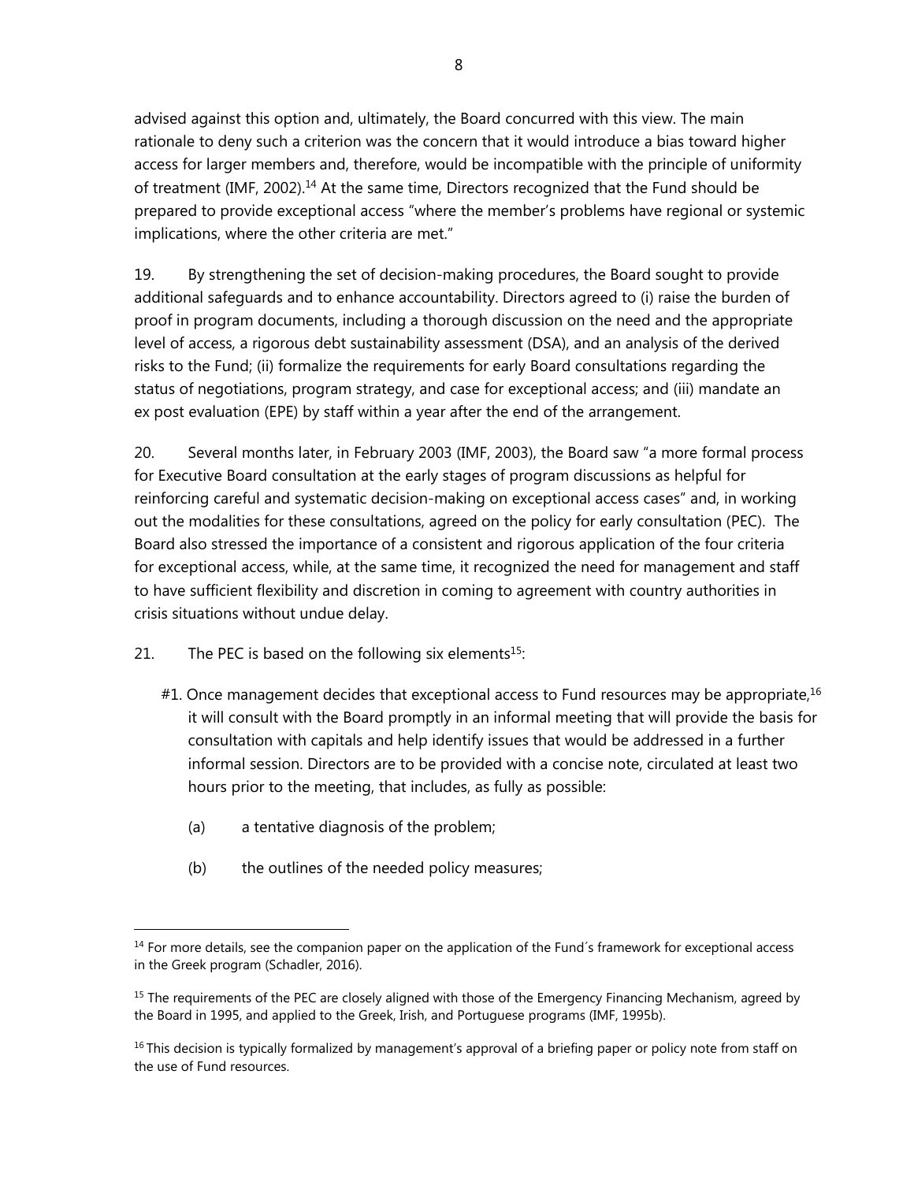advised against this option and, ultimately, the Board concurred with this view. The main rationale to deny such a criterion was the concern that it would introduce a bias toward higher access for larger members and, therefore, would be incompatible with the principle of uniformity of treatment (IMF, 2002).[14] At the same time, Directors recognized that the Fund should be prepared to provide exceptional access "where the member's problems have regional or systemic implications, where the other criteria are met."

19. By strengthening the set of decision-making procedures, the Board sought to provide additional safeguards and to enhance accountability. Directors agreed to (i) raise the burden of proof in program documents, including a thorough discussion on the need and the appropriate level of access, a rigorous debt sustainability assessment (DSA), and an analysis of the derived risks to the Fund; (ii) formalize the requirements for early Board consultations regarding the status of negotiations, program strategy, and case for exceptional access; and (iii) mandate an ex post evaluation (EPE) by staff within a year after the end of the arrangement.

20. Several months later, in February 2003 (IMF, 2003), the Board saw "a more formal process for Executive Board consultation at the early stages of program discussions as helpful for reinforcing careful and systematic decision-making on exceptional access cases" and, in working out the modalities for these consultations, agreed on the policy for early consultation (PEC). The Board also stressed the importance of a consistent and rigorous application of the four criteria for exceptional access, while, at the same time, it recognized the need for management and staff to have sufficient flexibility and discretion in coming to agreement with country authorities in crisis situations without undue delay.

21. The PEC is based on the following six elements[15]:

#1. Once management decides that exceptional access to Fund resources may be appropriate,[16] it will consult with the Board promptly in an informal meeting that will provide the basis for consultation with capitals and help identify issues that would be addressed in a further informal session. Directors are to be provided with a concise note, circulated at least two hours prior to the meeting, that includes, as fully as possible:

(a) a tentative diagnosis of the problem;

(b) the outlines of the needed policy measures;

---

[14] For more details, see the companion paper on the application of the Fund´s framework for exceptional access in the Greek program (Schadler, 2016).

[15] The requirements of the PEC are closely aligned with those of the Emergency Financing Mechanism, agreed by the Board in 1995, and applied to the Greek, Irish, and Portuguese programs (IMF, 1995b).

[16] This decision is typically formalized by management's approval of a briefing paper or policy note from staff on the use of Fund resources.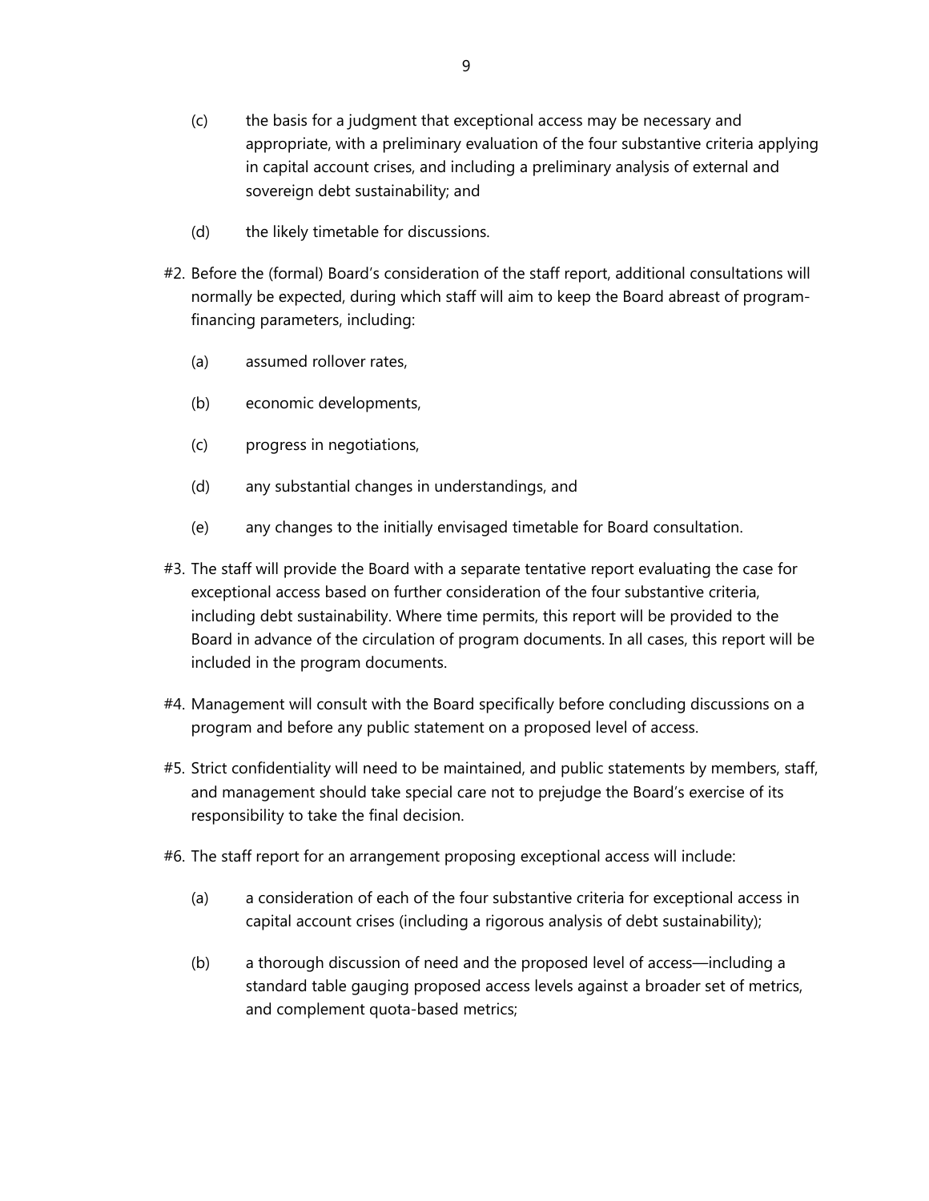(c) the basis for a judgment that exceptional access may be necessary and appropriate, with a preliminary evaluation of the four substantive criteria applying in capital account crises, and including a preliminary analysis of external and sovereign debt sustainability; and

(d) the likely timetable for discussions.

#2. Before the (formal) Board's consideration of the staff report, additional consultations will normally be expected, during which staff will aim to keep the Board abreast of program-financing parameters, including:

(a) assumed rollover rates,

(b) economic developments,

(c) progress in negotiations,

(d) any substantial changes in understandings, and

(e) any changes to the initially envisaged timetable for Board consultation.

#3. The staff will provide the Board with a separate tentative report evaluating the case for exceptional access based on further consideration of the four substantive criteria, including debt sustainability. Where time permits, this report will be provided to the Board in advance of the circulation of program documents. In all cases, this report will be included in the program documents.

#4. Management will consult with the Board specifically before concluding discussions on a program and before any public statement on a proposed level of access.

#5. Strict confidentiality will need to be maintained, and public statements by members, staff, and management should take special care not to prejudge the Board's exercise of its responsibility to take the final decision.

#6. The staff report for an arrangement proposing exceptional access will include:

(a) a consideration of each of the four substantive criteria for exceptional access in capital account crises (including a rigorous analysis of debt sustainability);

(b) a thorough discussion of need and the proposed level of access—including a standard table gauging proposed access levels against a broader set of metrics, and complement quota-based metrics;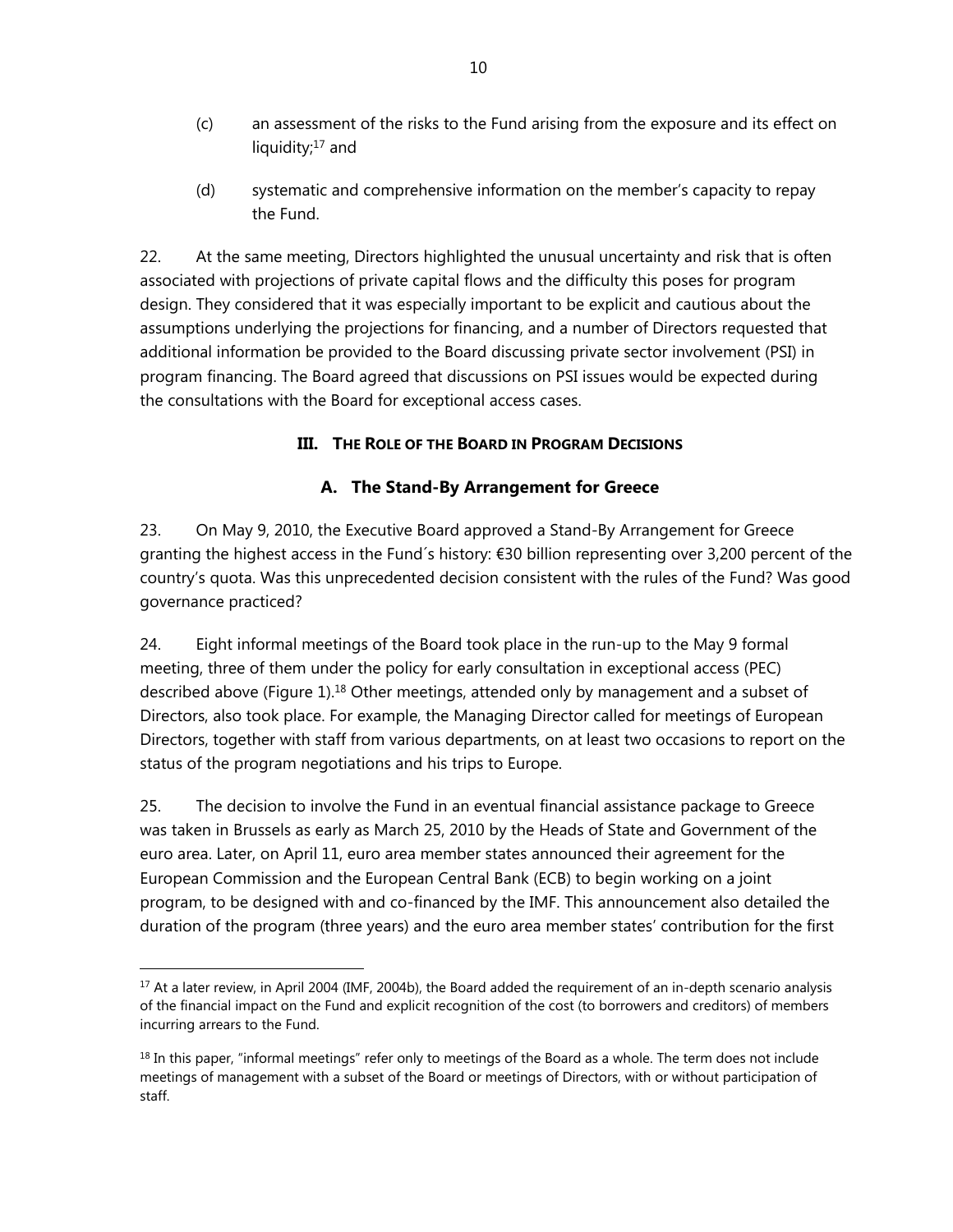(c) an assessment of the risks to the Fund arising from the exposure and its effect on liquidity;[17] and

(d) systematic and comprehensive information on the member's capacity to repay the Fund.

22. At the same meeting, Directors highlighted the unusual uncertainty and risk that is often associated with projections of private capital flows and the difficulty this poses for program design. They considered that it was especially important to be explicit and cautious about the assumptions underlying the projections for financing, and a number of Directors requested that additional information be provided to the Board discussing private sector involvement (PSI) in program financing. The Board agreed that discussions on PSI issues would be expected during the consultations with the Board for exceptional access cases.

## III. The Role of the Board in Program Decisions

### A. The Stand-By Arrangement for Greece

23. On May 9, 2010, the Executive Board approved a Stand-By Arrangement for Greece granting the highest access in the Fund´s history: €30 billion representing over 3,200 percent of the country's quota. Was this unprecedented decision consistent with the rules of the Fund? Was good governance practiced?

24. Eight informal meetings of the Board took place in the run-up to the May 9 formal meeting, three of them under the policy for early consultation in exceptional access (PEC) described above (Figure 1).[18] Other meetings, attended only by management and a subset of Directors, also took place. For example, the Managing Director called for meetings of European Directors, together with staff from various departments, on at least two occasions to report on the status of the program negotiations and his trips to Europe.

25. The decision to involve the Fund in an eventual financial assistance package to Greece was taken in Brussels as early as March 25, 2010 by the Heads of State and Government of the euro area. Later, on April 11, euro area member states announced their agreement for the European Commission and the European Central Bank (ECB) to begin working on a joint program, to be designed with and co-financed by the IMF. This announcement also detailed the duration of the program (three years) and the euro area member states' contribution for the first

---

[17] At a later review, in April 2004 (IMF, 2004b), the Board added the requirement of an in-depth scenario analysis of the financial impact on the Fund and explicit recognition of the cost (to borrowers and creditors) of members incurring arrears to the Fund.

[18] In this paper, "informal meetings" refer only to meetings of the Board as a whole. The term does not include meetings of management with a subset of the Board or meetings of Directors, with or without participation of staff.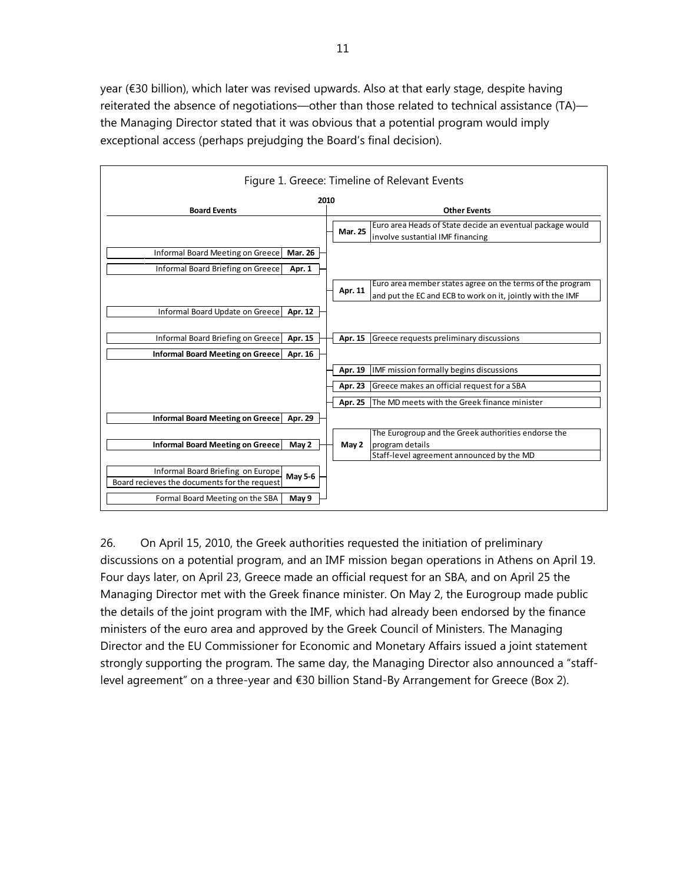year (€30 billion), which later was revised upwards. Also at that early stage, despite having reiterated the absence of negotiations—other than those related to technical assistance (TA)—the Managing Director stated that it was obvious that a potential program would imply exceptional access (perhaps prejudging the Board's final decision).

Figure 1. Greece: Timeline of Relevant Events

| Board Events | 2010 | | Other Events |
|---|---|---|---|
| | | Mar. 25 | Euro area Heads of State decide an eventual package would involve sustantial IMF financing |
| Informal Board Meeting on Greece | Mar. 26 | | |
| Informal Board Briefing on Greece | Apr. 1 | | |
| | | Apr. 11 | Euro area member states agree on the terms of the program and put the EC and ECB to work on it, jointly with the IMF |
| Informal Board Update on Greece | Apr. 12 | | |
| Informal Board Briefing on Greece | Apr. 15 | Apr. 15 | Greece requests preliminary discussions |
| **Informal Board Meeting on Greece** | Apr. 16 | | |
| | | Apr. 19 | IMF mission formally begins discussions |
| | | Apr. 23 | Greece makes an official request for a SBA |
| | | Apr. 25 | The MD meets with the Greek finance minister |
| **Informal Board Meeting on Greece** | Apr. 29 | | |
| **Informal Board Meeting on Greece** | May 2 | May 2 | The Eurogroup and the Greek authorities endorse the program details; Staff-level agreement announced by the MD |
| Informal Board Briefing on Europe; Board recieves the documents for the request | May 5-6 | | |
| Formal Board Meeting on the SBA | May 9 | | |

26. On April 15, 2010, the Greek authorities requested the initiation of preliminary discussions on a potential program, and an IMF mission began operations in Athens on April 19. Four days later, on April 23, Greece made an official request for an SBA, and on April 25 the Managing Director met with the Greek finance minister. On May 2, the Eurogroup made public the details of the joint program with the IMF, which had already been endorsed by the finance ministers of the euro area and approved by the Greek Council of Ministers. The Managing Director and the EU Commissioner for Economic and Monetary Affairs issued a joint statement strongly supporting the program. The same day, the Managing Director also announced a "staff-level agreement" on a three-year and €30 billion Stand-By Arrangement for Greece (Box 2).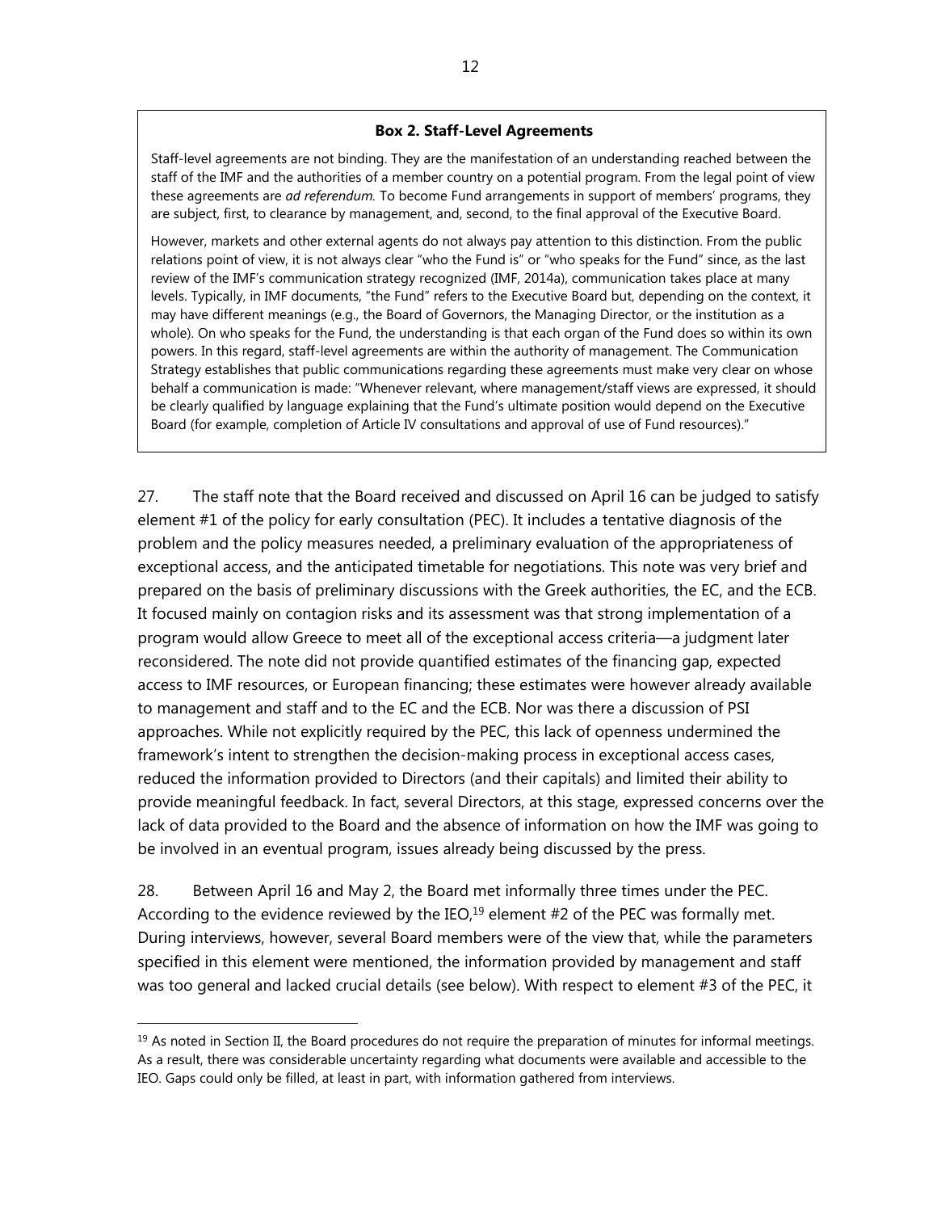**Box 2. Staff-Level Agreements**

Staff-level agreements are not binding. They are the manifestation of an understanding reached between the staff of the IMF and the authorities of a member country on a potential program. From the legal point of view these agreements are *ad referendum.* To become Fund arrangements in support of members' programs, they are subject, first, to clearance by management, and, second, to the final approval of the Executive Board.

However, markets and other external agents do not always pay attention to this distinction. From the public relations point of view, it is not always clear "who the Fund is" or "who speaks for the Fund" since, as the last review of the IMF's communication strategy recognized (IMF, 2014a), communication takes place at many levels. Typically, in IMF documents, "the Fund" refers to the Executive Board but, depending on the context, it may have different meanings (e.g., the Board of Governors, the Managing Director, or the institution as a whole). On who speaks for the Fund, the understanding is that each organ of the Fund does so within its own powers. In this regard, staff-level agreements are within the authority of management. The Communication Strategy establishes that public communications regarding these agreements must make very clear on whose behalf a communication is made: "Whenever relevant, where management/staff views are expressed, it should be clearly qualified by language explaining that the Fund's ultimate position would depend on the Executive Board (for example, completion of Article IV consultations and approval of use of Fund resources)."

27. The staff note that the Board received and discussed on April 16 can be judged to satisfy element #1 of the policy for early consultation (PEC). It includes a tentative diagnosis of the problem and the policy measures needed, a preliminary evaluation of the appropriateness of exceptional access, and the anticipated timetable for negotiations. This note was very brief and prepared on the basis of preliminary discussions with the Greek authorities, the EC, and the ECB. It focused mainly on contagion risks and its assessment was that strong implementation of a program would allow Greece to meet all of the exceptional access criteria—a judgment later reconsidered. The note did not provide quantified estimates of the financing gap, expected access to IMF resources, or European financing; these estimates were however already available to management and staff and to the EC and the ECB. Nor was there a discussion of PSI approaches. While not explicitly required by the PEC, this lack of openness undermined the framework's intent to strengthen the decision-making process in exceptional access cases, reduced the information provided to Directors (and their capitals) and limited their ability to provide meaningful feedback. In fact, several Directors, at this stage, expressed concerns over the lack of data provided to the Board and the absence of information on how the IMF was going to be involved in an eventual program, issues already being discussed by the press.

28. Between April 16 and May 2, the Board met informally three times under the PEC. According to the evidence reviewed by the IEO,[19] element #2 of the PEC was formally met. During interviews, however, several Board members were of the view that, while the parameters specified in this element were mentioned, the information provided by management and staff was too general and lacked crucial details (see below). With respect to element #3 of the PEC, it

[19] As noted in Section II, the Board procedures do not require the preparation of minutes for informal meetings. As a result, there was considerable uncertainty regarding what documents were available and accessible to the IEO. Gaps could only be filled, at least in part, with information gathered from interviews.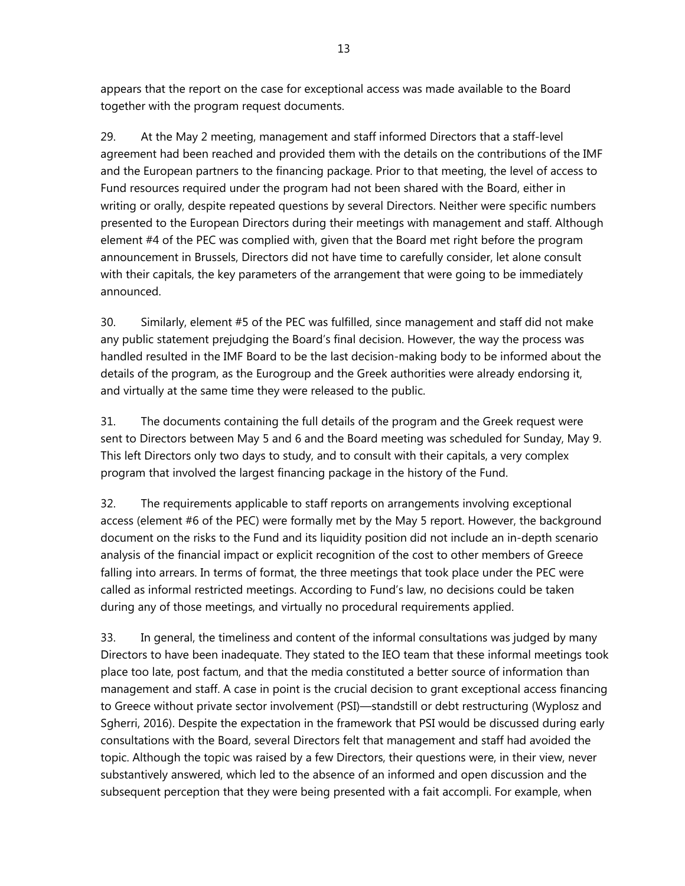appears that the report on the case for exceptional access was made available to the Board together with the program request documents.

29. At the May 2 meeting, management and staff informed Directors that a staff-level agreement had been reached and provided them with the details on the contributions of the IMF and the European partners to the financing package. Prior to that meeting, the level of access to Fund resources required under the program had not been shared with the Board, either in writing or orally, despite repeated questions by several Directors. Neither were specific numbers presented to the European Directors during their meetings with management and staff. Although element #4 of the PEC was complied with, given that the Board met right before the program announcement in Brussels, Directors did not have time to carefully consider, let alone consult with their capitals, the key parameters of the arrangement that were going to be immediately announced.

30. Similarly, element #5 of the PEC was fulfilled, since management and staff did not make any public statement prejudging the Board's final decision. However, the way the process was handled resulted in the IMF Board to be the last decision-making body to be informed about the details of the program, as the Eurogroup and the Greek authorities were already endorsing it, and virtually at the same time they were released to the public.

31. The documents containing the full details of the program and the Greek request were sent to Directors between May 5 and 6 and the Board meeting was scheduled for Sunday, May 9. This left Directors only two days to study, and to consult with their capitals, a very complex program that involved the largest financing package in the history of the Fund.

32. The requirements applicable to staff reports on arrangements involving exceptional access (element #6 of the PEC) were formally met by the May 5 report. However, the background document on the risks to the Fund and its liquidity position did not include an in-depth scenario analysis of the financial impact or explicit recognition of the cost to other members of Greece falling into arrears. In terms of format, the three meetings that took place under the PEC were called as informal restricted meetings. According to Fund's law, no decisions could be taken during any of those meetings, and virtually no procedural requirements applied.

33. In general, the timeliness and content of the informal consultations was judged by many Directors to have been inadequate. They stated to the IEO team that these informal meetings took place too late, post factum, and that the media constituted a better source of information than management and staff. A case in point is the crucial decision to grant exceptional access financing to Greece without private sector involvement (PSI)—standstill or debt restructuring (Wyplosz and Sgherri, 2016). Despite the expectation in the framework that PSI would be discussed during early consultations with the Board, several Directors felt that management and staff had avoided the topic. Although the topic was raised by a few Directors, their questions were, in their view, never substantively answered, which led to the absence of an informed and open discussion and the subsequent perception that they were being presented with a fait accompli. For example, when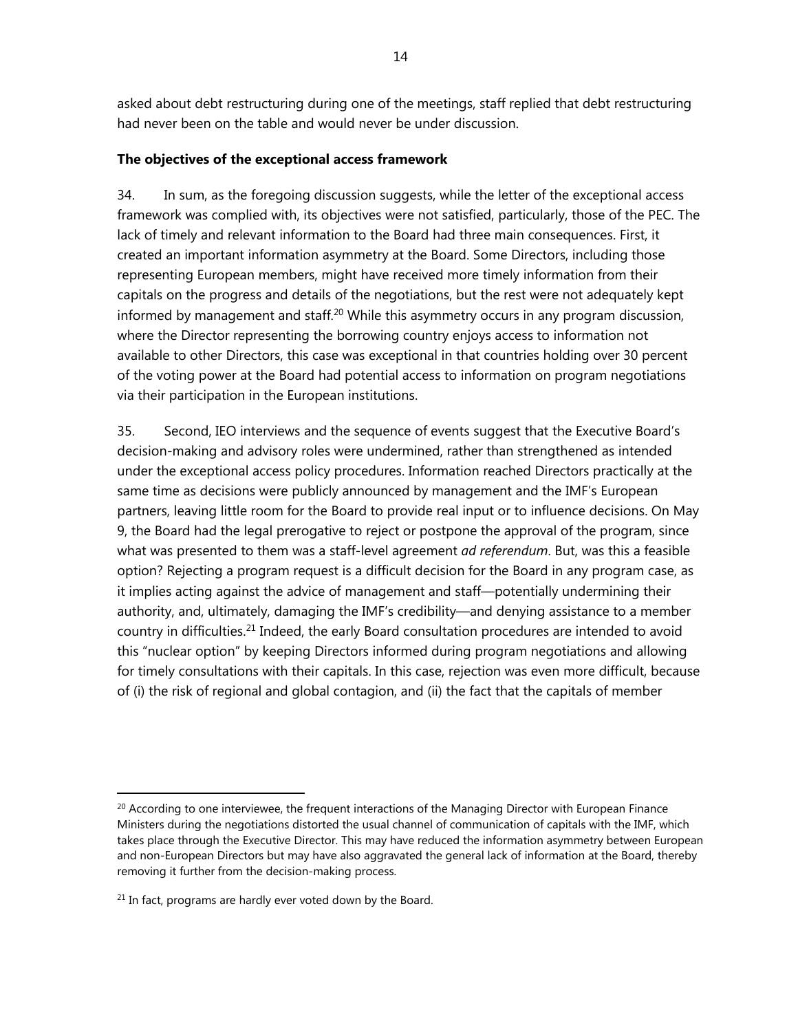asked about debt restructuring during one of the meetings, staff replied that debt restructuring had never been on the table and would never be under discussion.

**The objectives of the exceptional access framework**

34. In sum, as the foregoing discussion suggests, while the letter of the exceptional access framework was complied with, its objectives were not satisfied, particularly, those of the PEC. The lack of timely and relevant information to the Board had three main consequences. First, it created an important information asymmetry at the Board. Some Directors, including those representing European members, might have received more timely information from their capitals on the progress and details of the negotiations, but the rest were not adequately kept informed by management and staff.[20] While this asymmetry occurs in any program discussion, where the Director representing the borrowing country enjoys access to information not available to other Directors, this case was exceptional in that countries holding over 30 percent of the voting power at the Board had potential access to information on program negotiations via their participation in the European institutions.

35. Second, IEO interviews and the sequence of events suggest that the Executive Board's decision-making and advisory roles were undermined, rather than strengthened as intended under the exceptional access policy procedures. Information reached Directors practically at the same time as decisions were publicly announced by management and the IMF's European partners, leaving little room for the Board to provide real input or to influence decisions. On May 9, the Board had the legal prerogative to reject or postpone the approval of the program, since what was presented to them was a staff-level agreement *ad referendum*. But, was this a feasible option? Rejecting a program request is a difficult decision for the Board in any program case, as it implies acting against the advice of management and staff—potentially undermining their authority, and, ultimately, damaging the IMF's credibility—and denying assistance to a member country in difficulties.[21] Indeed, the early Board consultation procedures are intended to avoid this "nuclear option" by keeping Directors informed during program negotiations and allowing for timely consultations with their capitals. In this case, rejection was even more difficult, because of (i) the risk of regional and global contagion, and (ii) the fact that the capitals of member

---

[20] According to one interviewee, the frequent interactions of the Managing Director with European Finance Ministers during the negotiations distorted the usual channel of communication of capitals with the IMF, which takes place through the Executive Director. This may have reduced the information asymmetry between European and non-European Directors but may have also aggravated the general lack of information at the Board, thereby removing it further from the decision-making process.

[21] In fact, programs are hardly ever voted down by the Board.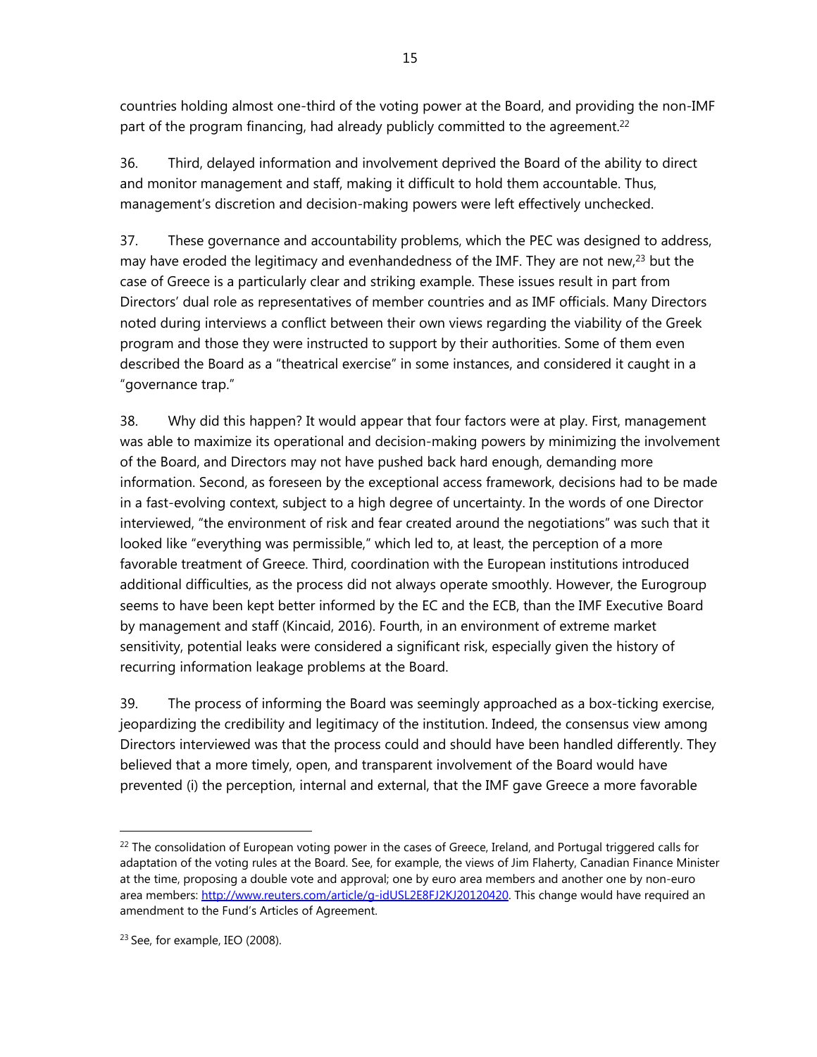countries holding almost one-third of the voting power at the Board, and providing the non-IMF part of the program financing, had already publicly committed to the agreement.[22]

36. Third, delayed information and involvement deprived the Board of the ability to direct and monitor management and staff, making it difficult to hold them accountable. Thus, management's discretion and decision-making powers were left effectively unchecked.

37. These governance and accountability problems, which the PEC was designed to address, may have eroded the legitimacy and evenhandedness of the IMF. They are not new,[23] but the case of Greece is a particularly clear and striking example. These issues result in part from Directors' dual role as representatives of member countries and as IMF officials. Many Directors noted during interviews a conflict between their own views regarding the viability of the Greek program and those they were instructed to support by their authorities. Some of them even described the Board as a "theatrical exercise" in some instances, and considered it caught in a "governance trap."

38. Why did this happen? It would appear that four factors were at play. First, management was able to maximize its operational and decision-making powers by minimizing the involvement of the Board, and Directors may not have pushed back hard enough, demanding more information. Second, as foreseen by the exceptional access framework, decisions had to be made in a fast-evolving context, subject to a high degree of uncertainty. In the words of one Director interviewed, "the environment of risk and fear created around the negotiations" was such that it looked like "everything was permissible," which led to, at least, the perception of a more favorable treatment of Greece. Third, coordination with the European institutions introduced additional difficulties, as the process did not always operate smoothly. However, the Eurogroup seems to have been kept better informed by the EC and the ECB, than the IMF Executive Board by management and staff (Kincaid, 2016). Fourth, in an environment of extreme market sensitivity, potential leaks were considered a significant risk, especially given the history of recurring information leakage problems at the Board.

39. The process of informing the Board was seemingly approached as a box-ticking exercise, jeopardizing the credibility and legitimacy of the institution. Indeed, the consensus view among Directors interviewed was that the process could and should have been handled differently. They believed that a more timely, open, and transparent involvement of the Board would have prevented (i) the perception, internal and external, that the IMF gave Greece a more favorable

---

[22] The consolidation of European voting power in the cases of Greece, Ireland, and Portugal triggered calls for adaptation of the voting rules at the Board. See, for example, the views of Jim Flaherty, Canadian Finance Minister at the time, proposing a double vote and approval; one by euro area members and another one by non-euro area members: http://www.reuters.com/article/g-idUSL2E8FJ2KJ20120420. This change would have required an amendment to the Fund's Articles of Agreement.

[23] See, for example, IEO (2008).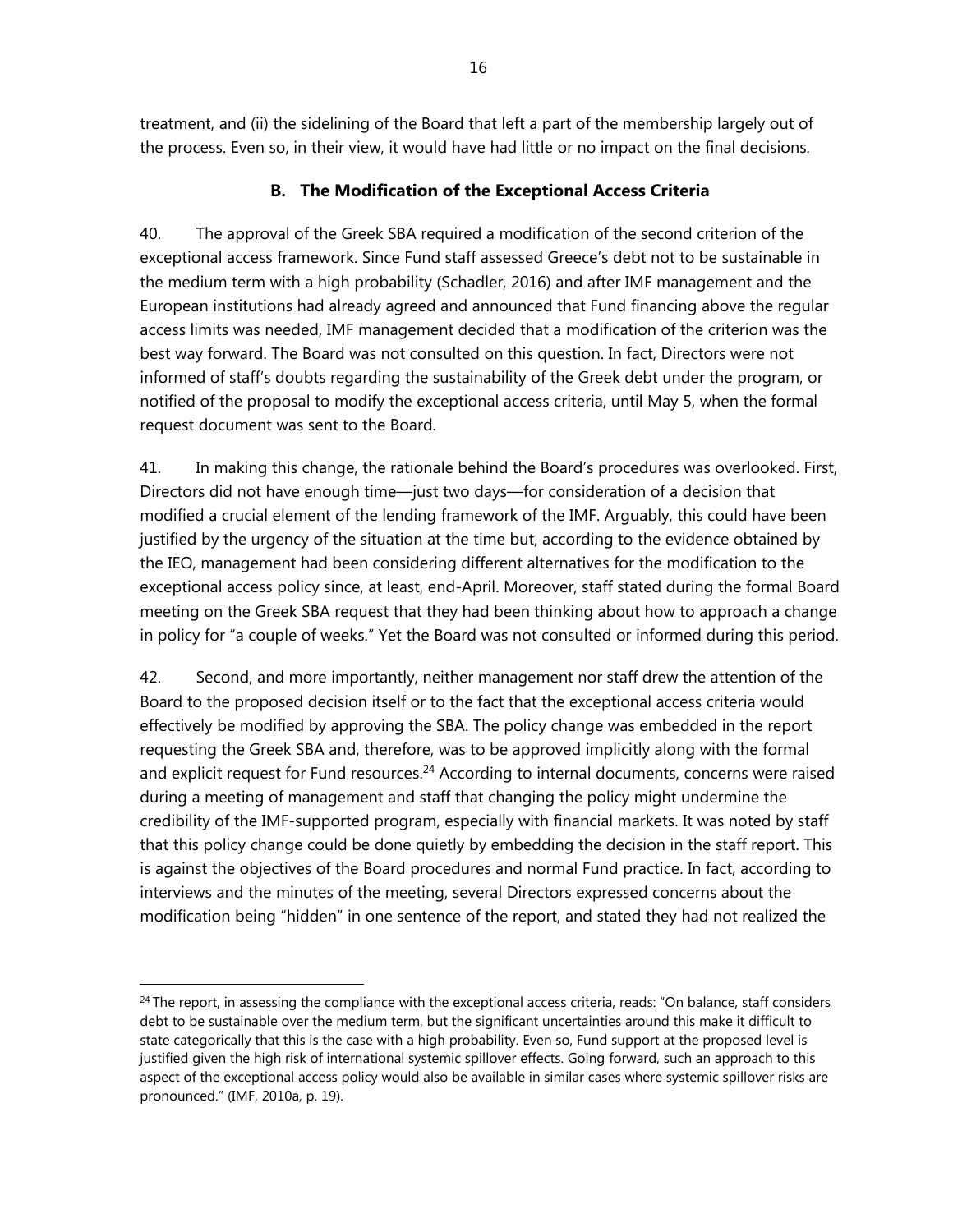treatment, and (ii) the sidelining of the Board that left a part of the membership largely out of the process. Even so, in their view, it would have had little or no impact on the final decisions.

### B. The Modification of the Exceptional Access Criteria

40. The approval of the Greek SBA required a modification of the second criterion of the exceptional access framework. Since Fund staff assessed Greece's debt not to be sustainable in the medium term with a high probability (Schadler, 2016) and after IMF management and the European institutions had already agreed and announced that Fund financing above the regular access limits was needed, IMF management decided that a modification of the criterion was the best way forward. The Board was not consulted on this question. In fact, Directors were not informed of staff's doubts regarding the sustainability of the Greek debt under the program, or notified of the proposal to modify the exceptional access criteria, until May 5, when the formal request document was sent to the Board.

41. In making this change, the rationale behind the Board's procedures was overlooked. First, Directors did not have enough time—just two days—for consideration of a decision that modified a crucial element of the lending framework of the IMF. Arguably, this could have been justified by the urgency of the situation at the time but, according to the evidence obtained by the IEO, management had been considering different alternatives for the modification to the exceptional access policy since, at least, end-April. Moreover, staff stated during the formal Board meeting on the Greek SBA request that they had been thinking about how to approach a change in policy for "a couple of weeks." Yet the Board was not consulted or informed during this period.

42. Second, and more importantly, neither management nor staff drew the attention of the Board to the proposed decision itself or to the fact that the exceptional access criteria would effectively be modified by approving the SBA. The policy change was embedded in the report requesting the Greek SBA and, therefore, was to be approved implicitly along with the formal and explicit request for Fund resources.[24] According to internal documents, concerns were raised during a meeting of management and staff that changing the policy might undermine the credibility of the IMF-supported program, especially with financial markets. It was noted by staff that this policy change could be done quietly by embedding the decision in the staff report. This is against the objectives of the Board procedures and normal Fund practice. In fact, according to interviews and the minutes of the meeting, several Directors expressed concerns about the modification being "hidden" in one sentence of the report, and stated they had not realized the

---

[24] The report, in assessing the compliance with the exceptional access criteria, reads: "On balance, staff considers debt to be sustainable over the medium term, but the significant uncertainties around this make it difficult to state categorically that this is the case with a high probability. Even so, Fund support at the proposed level is justified given the high risk of international systemic spillover effects. Going forward, such an approach to this aspect of the exceptional access policy would also be available in similar cases where systemic spillover risks are pronounced." (IMF, 2010a, p. 19).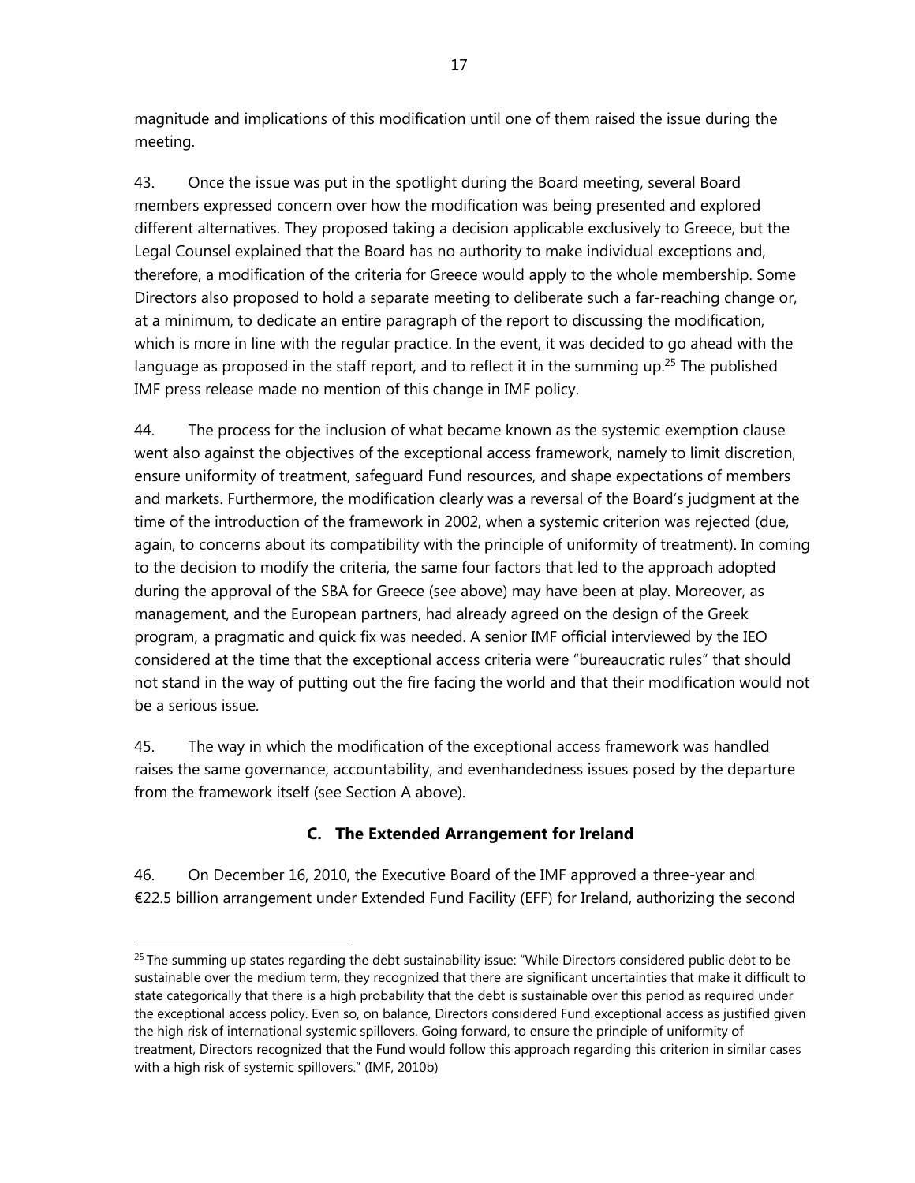magnitude and implications of this modification until one of them raised the issue during the meeting.

43. Once the issue was put in the spotlight during the Board meeting, several Board members expressed concern over how the modification was being presented and explored different alternatives. They proposed taking a decision applicable exclusively to Greece, but the Legal Counsel explained that the Board has no authority to make individual exceptions and, therefore, a modification of the criteria for Greece would apply to the whole membership. Some Directors also proposed to hold a separate meeting to deliberate such a far-reaching change or, at a minimum, to dedicate an entire paragraph of the report to discussing the modification, which is more in line with the regular practice. In the event, it was decided to go ahead with the language as proposed in the staff report, and to reflect it in the summing up.[25] The published IMF press release made no mention of this change in IMF policy.

44. The process for the inclusion of what became known as the systemic exemption clause went also against the objectives of the exceptional access framework, namely to limit discretion, ensure uniformity of treatment, safeguard Fund resources, and shape expectations of members and markets. Furthermore, the modification clearly was a reversal of the Board's judgment at the time of the introduction of the framework in 2002, when a systemic criterion was rejected (due, again, to concerns about its compatibility with the principle of uniformity of treatment). In coming to the decision to modify the criteria, the same four factors that led to the approach adopted during the approval of the SBA for Greece (see above) may have been at play. Moreover, as management, and the European partners, had already agreed on the design of the Greek program, a pragmatic and quick fix was needed. A senior IMF official interviewed by the IEO considered at the time that the exceptional access criteria were "bureaucratic rules" that should not stand in the way of putting out the fire facing the world and that their modification would not be a serious issue.

45. The way in which the modification of the exceptional access framework was handled raises the same governance, accountability, and evenhandedness issues posed by the departure from the framework itself (see Section A above).

## C. The Extended Arrangement for Ireland

46. On December 16, 2010, the Executive Board of the IMF approved a three-year and €22.5 billion arrangement under Extended Fund Facility (EFF) for Ireland, authorizing the second

---

[25] The summing up states regarding the debt sustainability issue: "While Directors considered public debt to be sustainable over the medium term, they recognized that there are significant uncertainties that make it difficult to state categorically that there is a high probability that the debt is sustainable over this period as required under the exceptional access policy. Even so, on balance, Directors considered Fund exceptional access as justified given the high risk of international systemic spillovers. Going forward, to ensure the principle of uniformity of treatment, Directors recognized that the Fund would follow this approach regarding this criterion in similar cases with a high risk of systemic spillovers." (IMF, 2010b)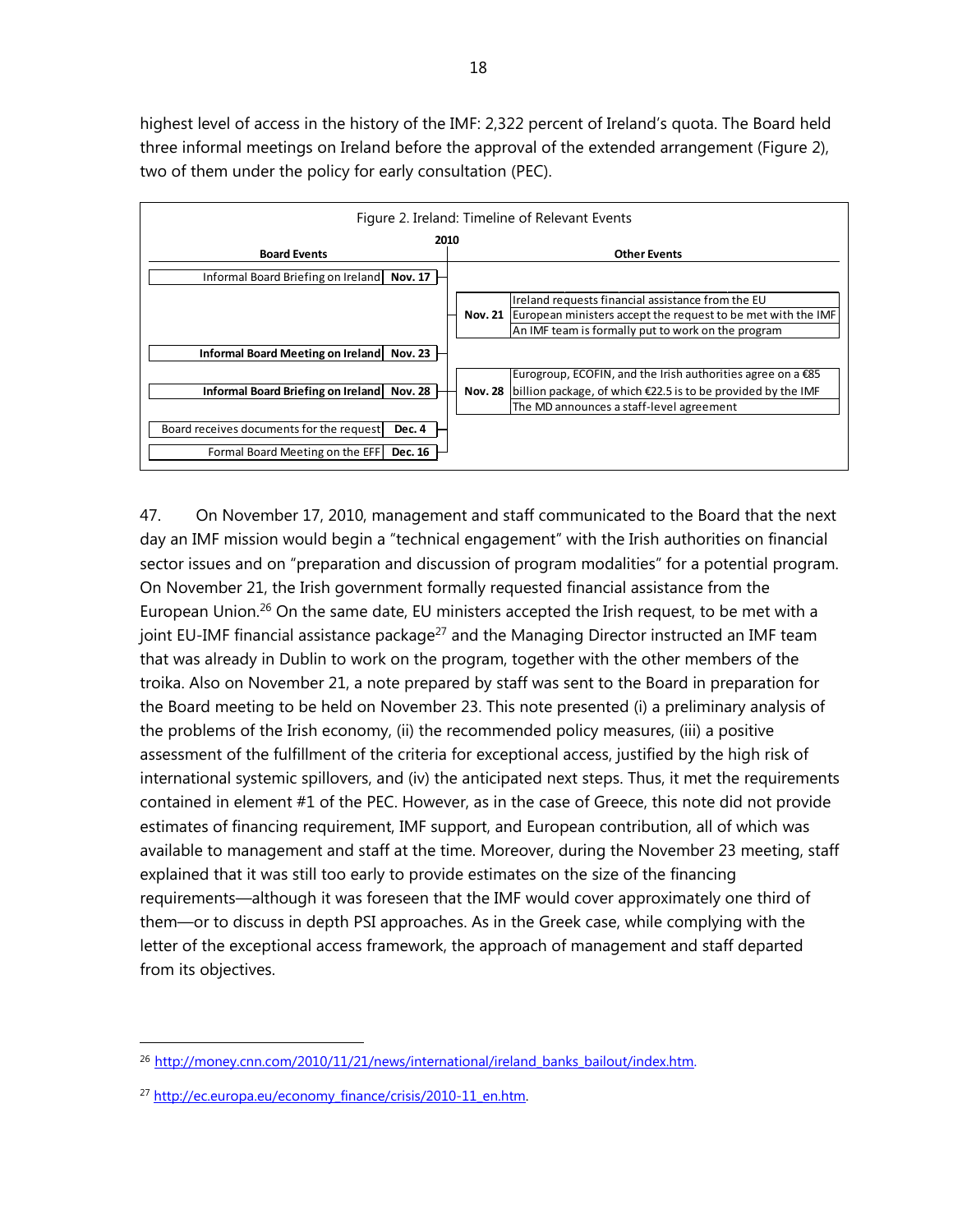highest level of access in the history of the IMF: 2,322 percent of Ireland's quota. The Board held three informal meetings on Ireland before the approval of the extended arrangement (Figure 2), two of them under the policy for early consultation (PEC).

Figure 2. Ireland: Timeline of Relevant Events

| Board Events | 2010 | Other Events |
|---|---|---|
| Informal Board Briefing on Ireland | Nov. 17 | |
| | Nov. 21 | Ireland requests financial assistance from the EU<br>European ministers accept the request to be met with the IMF<br>An IMF team is formally put to work on the program |
| **Informal Board Meeting on Ireland** | **Nov. 23** | |
| **Informal Board Briefing on Ireland** | **Nov. 28** | Eurogroup, ECOFIN, and the Irish authorities agree on a €85 billion package, of which €22.5 is to be provided by the IMF<br>The MD announces a staff-level agreement |
| Board receives documents for the request | Dec. 4 | |
| Formal Board Meeting on the EFF | Dec. 16 | |

47. On November 17, 2010, management and staff communicated to the Board that the next day an IMF mission would begin a "technical engagement" with the Irish authorities on financial sector issues and on "preparation and discussion of program modalities" for a potential program. On November 21, the Irish government formally requested financial assistance from the European Union.[26] On the same date, EU ministers accepted the Irish request, to be met with a joint EU-IMF financial assistance package[27] and the Managing Director instructed an IMF team that was already in Dublin to work on the program, together with the other members of the troika. Also on November 21, a note prepared by staff was sent to the Board in preparation for the Board meeting to be held on November 23. This note presented (i) a preliminary analysis of the problems of the Irish economy, (ii) the recommended policy measures, (iii) a positive assessment of the fulfillment of the criteria for exceptional access, justified by the high risk of international systemic spillovers, and (iv) the anticipated next steps. Thus, it met the requirements contained in element #1 of the PEC. However, as in the case of Greece, this note did not provide estimates of financing requirement, IMF support, and European contribution, all of which was available to management and staff at the time. Moreover, during the November 23 meeting, staff explained that it was still too early to provide estimates on the size of the financing requirements—although it was foreseen that the IMF would cover approximately one third of them—or to discuss in depth PSI approaches. As in the Greek case, while complying with the letter of the exceptional access framework, the approach of management and staff departed from its objectives.

---

[26] http://money.cnn.com/2010/11/21/news/international/ireland_banks_bailout/index.htm.

[27] http://ec.europa.eu/economy_finance/crisis/2010-11_en.htm.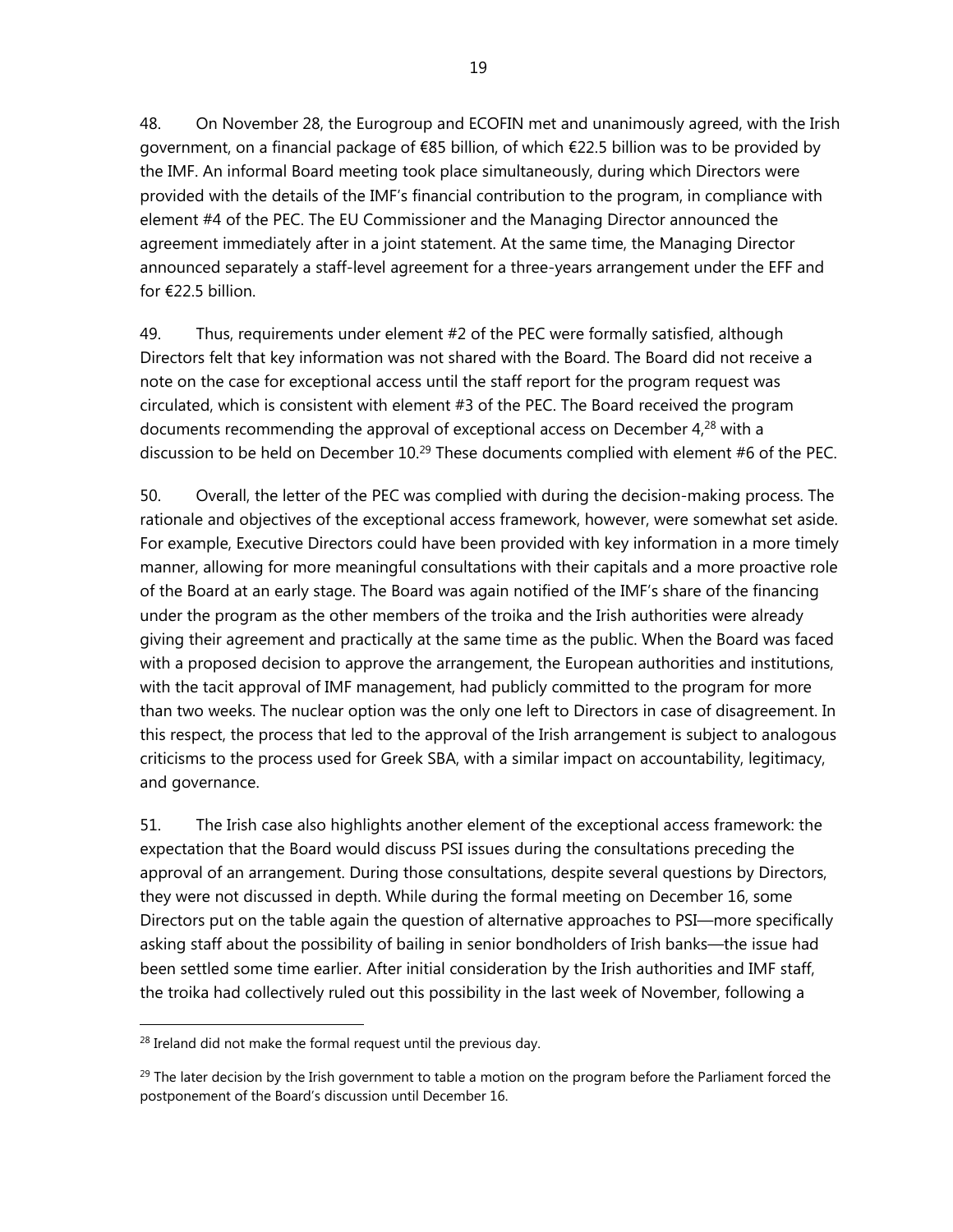48. On November 28, the Eurogroup and ECOFIN met and unanimously agreed, with the Irish government, on a financial package of €85 billion, of which €22.5 billion was to be provided by the IMF. An informal Board meeting took place simultaneously, during which Directors were provided with the details of the IMF's financial contribution to the program, in compliance with element #4 of the PEC. The EU Commissioner and the Managing Director announced the agreement immediately after in a joint statement. At the same time, the Managing Director announced separately a staff-level agreement for a three-years arrangement under the EFF and for €22.5 billion.

49. Thus, requirements under element #2 of the PEC were formally satisfied, although Directors felt that key information was not shared with the Board. The Board did not receive a note on the case for exceptional access until the staff report for the program request was circulated, which is consistent with element #3 of the PEC. The Board received the program documents recommending the approval of exceptional access on December 4,[28] with a discussion to be held on December 10.[29] These documents complied with element #6 of the PEC.

50. Overall, the letter of the PEC was complied with during the decision-making process. The rationale and objectives of the exceptional access framework, however, were somewhat set aside. For example, Executive Directors could have been provided with key information in a more timely manner, allowing for more meaningful consultations with their capitals and a more proactive role of the Board at an early stage. The Board was again notified of the IMF's share of the financing under the program as the other members of the troika and the Irish authorities were already giving their agreement and practically at the same time as the public. When the Board was faced with a proposed decision to approve the arrangement, the European authorities and institutions, with the tacit approval of IMF management, had publicly committed to the program for more than two weeks. The nuclear option was the only one left to Directors in case of disagreement. In this respect, the process that led to the approval of the Irish arrangement is subject to analogous criticisms to the process used for Greek SBA, with a similar impact on accountability, legitimacy, and governance.

51. The Irish case also highlights another element of the exceptional access framework: the expectation that the Board would discuss PSI issues during the consultations preceding the approval of an arrangement. During those consultations, despite several questions by Directors, they were not discussed in depth. While during the formal meeting on December 16, some Directors put on the table again the question of alternative approaches to PSI—more specifically asking staff about the possibility of bailing in senior bondholders of Irish banks—the issue had been settled some time earlier. After initial consideration by the Irish authorities and IMF staff, the troika had collectively ruled out this possibility in the last week of November, following a

[28] Ireland did not make the formal request until the previous day.

[29] The later decision by the Irish government to table a motion on the program before the Parliament forced the postponement of the Board's discussion until December 16.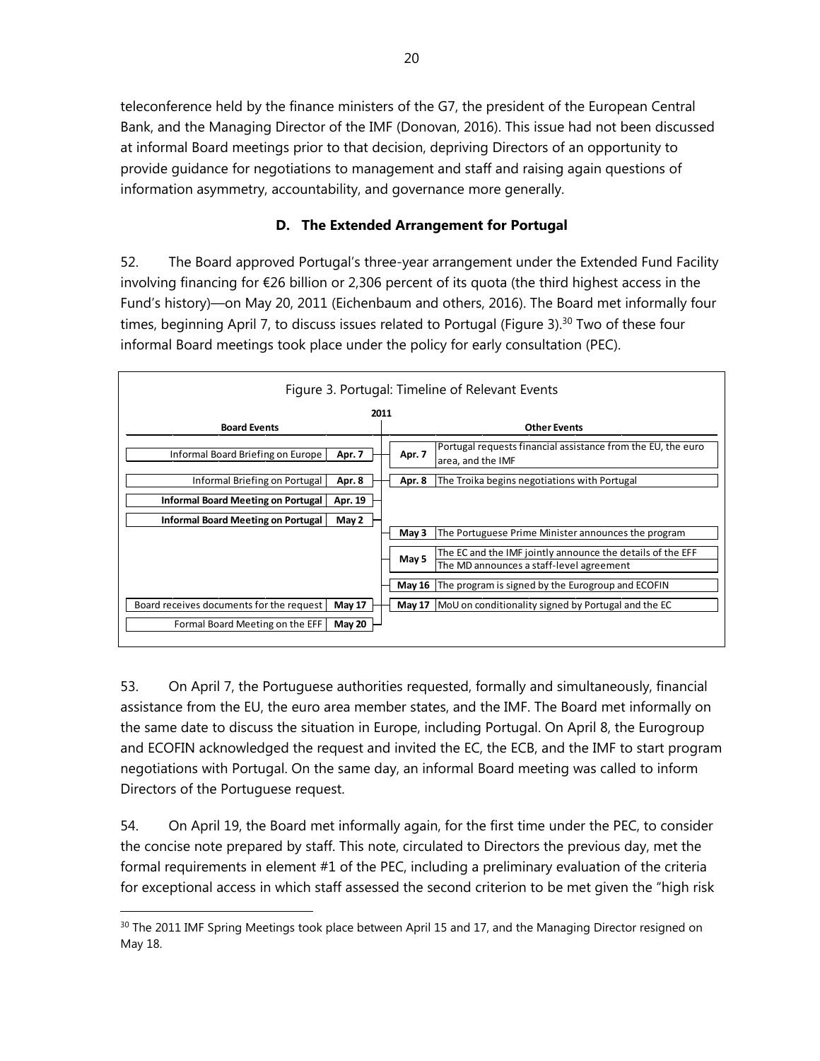teleconference held by the finance ministers of the G7, the president of the European Central Bank, and the Managing Director of the IMF (Donovan, 2016). This issue had not been discussed at informal Board meetings prior to that decision, depriving Directors of an opportunity to provide guidance for negotiations to management and staff and raising again questions of information asymmetry, accountability, and governance more generally.

### D. The Extended Arrangement for Portugal

52. The Board approved Portugal's three-year arrangement under the Extended Fund Facility involving financing for €26 billion or 2,306 percent of its quota (the third highest access in the Fund's history)—on May 20, 2011 (Eichenbaum and others, 2016). The Board met informally four times, beginning April 7, to discuss issues related to Portugal (Figure 3).[30] Two of these four informal Board meetings took place under the policy for early consultation (PEC).

Figure 3. Portugal: Timeline of Relevant Events

| Board Events | 2011 | 2011 | Other Events |
|---|---|---|---|
| Informal Board Briefing on Europe | Apr. 7 | Apr. 7 | Portugal requests financial assistance from the EU, the euro area, and the IMF |
| Informal Briefing on Portugal | Apr. 8 | Apr. 8 | The Troika begins negotiations with Portugal |
| **Informal Board Meeting on Portugal** | Apr. 19 | | |
| **Informal Board Meeting on Portugal** | May 2 | | |
| | | May 3 | The Portuguese Prime Minister announces the program |
| | | May 5 | The EC and the IMF jointly announce the details of the EFF<br>The MD announces a staff-level agreement |
| | | May 16 | The program is signed by the Eurogroup and ECOFIN |
| Board receives documents for the request | May 17 | May 17 | MoU on conditionality signed by Portugal and the EC |
| Formal Board Meeting on the EFF | May 20 | | |

53. On April 7, the Portuguese authorities requested, formally and simultaneously, financial assistance from the EU, the euro area member states, and the IMF. The Board met informally on the same date to discuss the situation in Europe, including Portugal. On April 8, the Eurogroup and ECOFIN acknowledged the request and invited the EC, the ECB, and the IMF to start program negotiations with Portugal. On the same day, an informal Board meeting was called to inform Directors of the Portuguese request.

54. On April 19, the Board met informally again, for the first time under the PEC, to consider the concise note prepared by staff. This note, circulated to Directors the previous day, met the formal requirements in element #1 of the PEC, including a preliminary evaluation of the criteria for exceptional access in which staff assessed the second criterion to be met given the "high risk

[30] The 2011 IMF Spring Meetings took place between April 15 and 17, and the Managing Director resigned on May 18.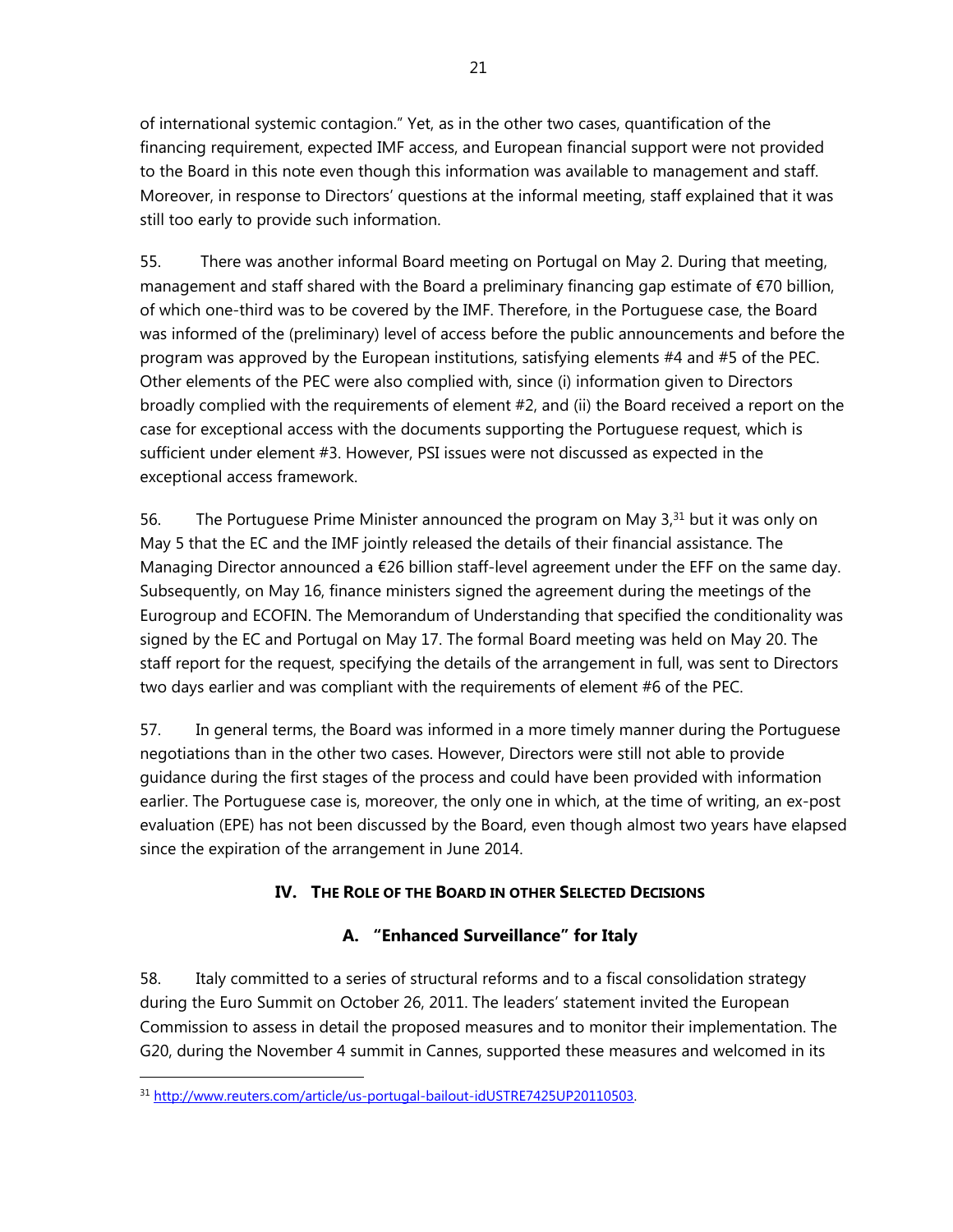of international systemic contagion." Yet, as in the other two cases, quantification of the financing requirement, expected IMF access, and European financial support were not provided to the Board in this note even though this information was available to management and staff. Moreover, in response to Directors' questions at the informal meeting, staff explained that it was still too early to provide such information.

55. There was another informal Board meeting on Portugal on May 2. During that meeting, management and staff shared with the Board a preliminary financing gap estimate of €70 billion, of which one-third was to be covered by the IMF. Therefore, in the Portuguese case, the Board was informed of the (preliminary) level of access before the public announcements and before the program was approved by the European institutions, satisfying elements #4 and #5 of the PEC. Other elements of the PEC were also complied with, since (i) information given to Directors broadly complied with the requirements of element #2, and (ii) the Board received a report on the case for exceptional access with the documents supporting the Portuguese request, which is sufficient under element #3. However, PSI issues were not discussed as expected in the exceptional access framework.

56. The Portuguese Prime Minister announced the program on May 3,[31] but it was only on May 5 that the EC and the IMF jointly released the details of their financial assistance. The Managing Director announced a €26 billion staff-level agreement under the EFF on the same day. Subsequently, on May 16, finance ministers signed the agreement during the meetings of the Eurogroup and ECOFIN. The Memorandum of Understanding that specified the conditionality was signed by the EC and Portugal on May 17. The formal Board meeting was held on May 20. The staff report for the request, specifying the details of the arrangement in full, was sent to Directors two days earlier and was compliant with the requirements of element #6 of the PEC.

57. In general terms, the Board was informed in a more timely manner during the Portuguese negotiations than in the other two cases. However, Directors were still not able to provide guidance during the first stages of the process and could have been provided with information earlier. The Portuguese case is, moreover, the only one in which, at the time of writing, an ex-post evaluation (EPE) has not been discussed by the Board, even though almost two years have elapsed since the expiration of the arrangement in June 2014.

## IV. The Role of the Board in other Selected Decisions

### A. "Enhanced Surveillance" for Italy

58. Italy committed to a series of structural reforms and to a fiscal consolidation strategy during the Euro Summit on October 26, 2011. The leaders' statement invited the European Commission to assess in detail the proposed measures and to monitor their implementation. The G20, during the November 4 summit in Cannes, supported these measures and welcomed in its

[31] http://www.reuters.com/article/us-portugal-bailout-idUSTRE7425UP20110503.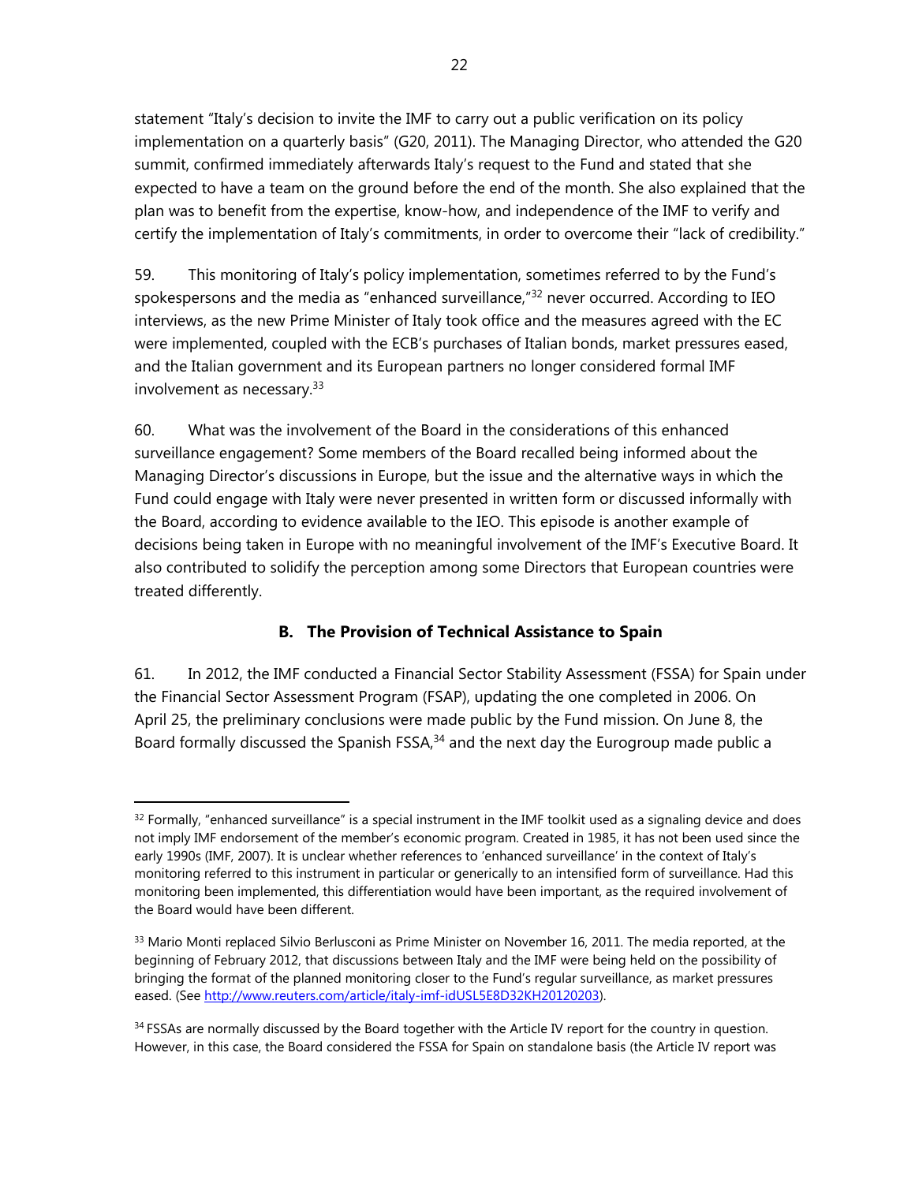statement "Italy's decision to invite the IMF to carry out a public verification on its policy implementation on a quarterly basis" (G20, 2011). The Managing Director, who attended the G20 summit, confirmed immediately afterwards Italy's request to the Fund and stated that she expected to have a team on the ground before the end of the month. She also explained that the plan was to benefit from the expertise, know-how, and independence of the IMF to verify and certify the implementation of Italy's commitments, in order to overcome their "lack of credibility."

59. This monitoring of Italy's policy implementation, sometimes referred to by the Fund's spokespersons and the media as "enhanced surveillance,"[32] never occurred. According to IEO interviews, as the new Prime Minister of Italy took office and the measures agreed with the EC were implemented, coupled with the ECB's purchases of Italian bonds, market pressures eased, and the Italian government and its European partners no longer considered formal IMF involvement as necessary.[33]

60. What was the involvement of the Board in the considerations of this enhanced surveillance engagement? Some members of the Board recalled being informed about the Managing Director's discussions in Europe, but the issue and the alternative ways in which the Fund could engage with Italy were never presented in written form or discussed informally with the Board, according to evidence available to the IEO. This episode is another example of decisions being taken in Europe with no meaningful involvement of the IMF's Executive Board. It also contributed to solidify the perception among some Directors that European countries were treated differently.

## B. The Provision of Technical Assistance to Spain

61. In 2012, the IMF conducted a Financial Sector Stability Assessment (FSSA) for Spain under the Financial Sector Assessment Program (FSAP), updating the one completed in 2006. On April 25, the preliminary conclusions were made public by the Fund mission. On June 8, the Board formally discussed the Spanish FSSA,[34] and the next day the Eurogroup made public a

---

[32] Formally, "enhanced surveillance" is a special instrument in the IMF toolkit used as a signaling device and does not imply IMF endorsement of the member's economic program. Created in 1985, it has not been used since the early 1990s (IMF, 2007). It is unclear whether references to 'enhanced surveillance' in the context of Italy's monitoring referred to this instrument in particular or generically to an intensified form of surveillance. Had this monitoring been implemented, this differentiation would have been important, as the required involvement of the Board would have been different.

[33] Mario Monti replaced Silvio Berlusconi as Prime Minister on November 16, 2011. The media reported, at the beginning of February 2012, that discussions between Italy and the IMF were being held on the possibility of bringing the format of the planned monitoring closer to the Fund's regular surveillance, as market pressures eased. (See http://www.reuters.com/article/italy-imf-idUSL5E8D32KH20120203).

[34] FSSAs are normally discussed by the Board together with the Article IV report for the country in question. However, in this case, the Board considered the FSSA for Spain on standalone basis (the Article IV report was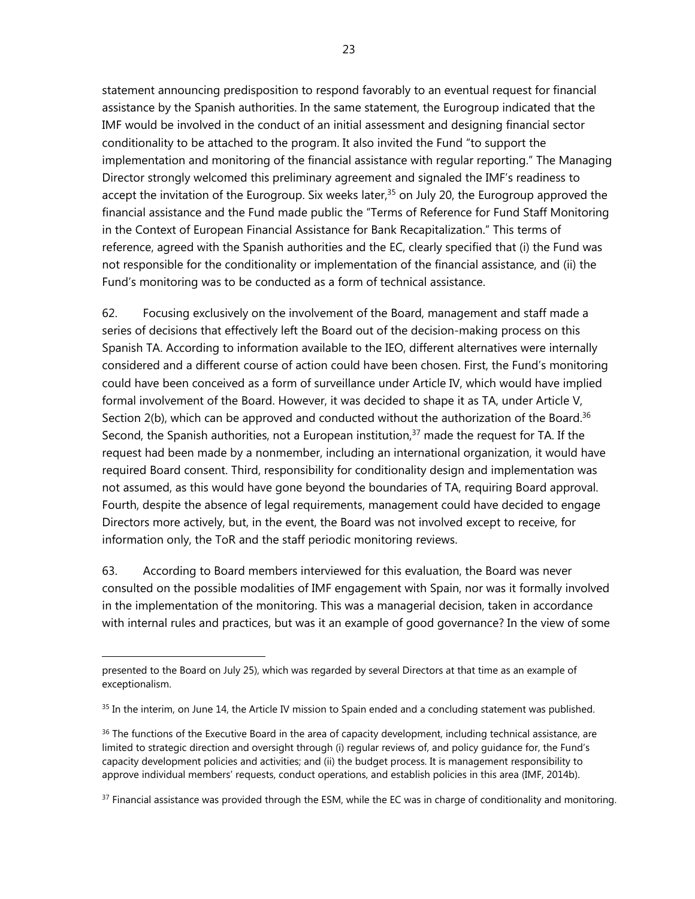statement announcing predisposition to respond favorably to an eventual request for financial assistance by the Spanish authorities. In the same statement, the Eurogroup indicated that the IMF would be involved in the conduct of an initial assessment and designing financial sector conditionality to be attached to the program. It also invited the Fund "to support the implementation and monitoring of the financial assistance with regular reporting." The Managing Director strongly welcomed this preliminary agreement and signaled the IMF's readiness to accept the invitation of the Eurogroup. Six weeks later,[35] on July 20, the Eurogroup approved the financial assistance and the Fund made public the "Terms of Reference for Fund Staff Monitoring in the Context of European Financial Assistance for Bank Recapitalization." This terms of reference, agreed with the Spanish authorities and the EC, clearly specified that (i) the Fund was not responsible for the conditionality or implementation of the financial assistance, and (ii) the Fund's monitoring was to be conducted as a form of technical assistance.

62. Focusing exclusively on the involvement of the Board, management and staff made a series of decisions that effectively left the Board out of the decision-making process on this Spanish TA. According to information available to the IEO, different alternatives were internally considered and a different course of action could have been chosen. First, the Fund's monitoring could have been conceived as a form of surveillance under Article IV, which would have implied formal involvement of the Board. However, it was decided to shape it as TA, under Article V, Section 2(b), which can be approved and conducted without the authorization of the Board.[36] Second, the Spanish authorities, not a European institution,[37] made the request for TA. If the request had been made by a nonmember, including an international organization, it would have required Board consent. Third, responsibility for conditionality design and implementation was not assumed, as this would have gone beyond the boundaries of TA, requiring Board approval. Fourth, despite the absence of legal requirements, management could have decided to engage Directors more actively, but, in the event, the Board was not involved except to receive, for information only, the ToR and the staff periodic monitoring reviews.

63. According to Board members interviewed for this evaluation, the Board was never consulted on the possible modalities of IMF engagement with Spain, nor was it formally involved in the implementation of the monitoring. This was a managerial decision, taken in accordance with internal rules and practices, but was it an example of good governance? In the view of some

---

presented to the Board on July 25), which was regarded by several Directors at that time as an example of exceptionalism.

[35] In the interim, on June 14, the Article IV mission to Spain ended and a concluding statement was published.

[36] The functions of the Executive Board in the area of capacity development, including technical assistance, are limited to strategic direction and oversight through (i) regular reviews of, and policy guidance for, the Fund's capacity development policies and activities; and (ii) the budget process. It is management responsibility to approve individual members' requests, conduct operations, and establish policies in this area (IMF, 2014b).

[37] Financial assistance was provided through the ESM, while the EC was in charge of conditionality and monitoring.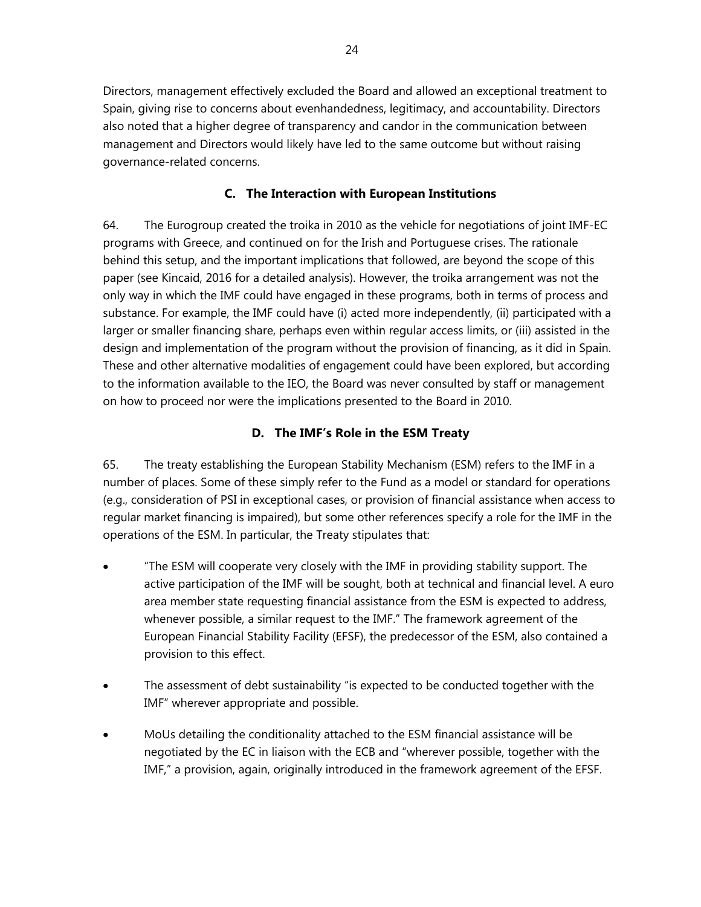Directors, management effectively excluded the Board and allowed an exceptional treatment to Spain, giving rise to concerns about evenhandedness, legitimacy, and accountability. Directors also noted that a higher degree of transparency and candor in the communication between management and Directors would likely have led to the same outcome but without raising governance-related concerns.

### C. The Interaction with European Institutions

64. The Eurogroup created the troika in 2010 as the vehicle for negotiations of joint IMF-EC programs with Greece, and continued on for the Irish and Portuguese crises. The rationale behind this setup, and the important implications that followed, are beyond the scope of this paper (see Kincaid, 2016 for a detailed analysis). However, the troika arrangement was not the only way in which the IMF could have engaged in these programs, both in terms of process and substance. For example, the IMF could have (i) acted more independently, (ii) participated with a larger or smaller financing share, perhaps even within regular access limits, or (iii) assisted in the design and implementation of the program without the provision of financing, as it did in Spain. These and other alternative modalities of engagement could have been explored, but according to the information available to the IEO, the Board was never consulted by staff or management on how to proceed nor were the implications presented to the Board in 2010.

### D. The IMF's Role in the ESM Treaty

65. The treaty establishing the European Stability Mechanism (ESM) refers to the IMF in a number of places. Some of these simply refer to the Fund as a model or standard for operations (e.g., consideration of PSI in exceptional cases, or provision of financial assistance when access to regular market financing is impaired), but some other references specify a role for the IMF in the operations of the ESM. In particular, the Treaty stipulates that:

- "The ESM will cooperate very closely with the IMF in providing stability support. The active participation of the IMF will be sought, both at technical and financial level. A euro area member state requesting financial assistance from the ESM is expected to address, whenever possible, a similar request to the IMF." The framework agreement of the European Financial Stability Facility (EFSF), the predecessor of the ESM, also contained a provision to this effect.

- The assessment of debt sustainability "is expected to be conducted together with the IMF" wherever appropriate and possible.

- MoUs detailing the conditionality attached to the ESM financial assistance will be negotiated by the EC in liaison with the ECB and "wherever possible, together with the IMF," a provision, again, originally introduced in the framework agreement of the EFSF.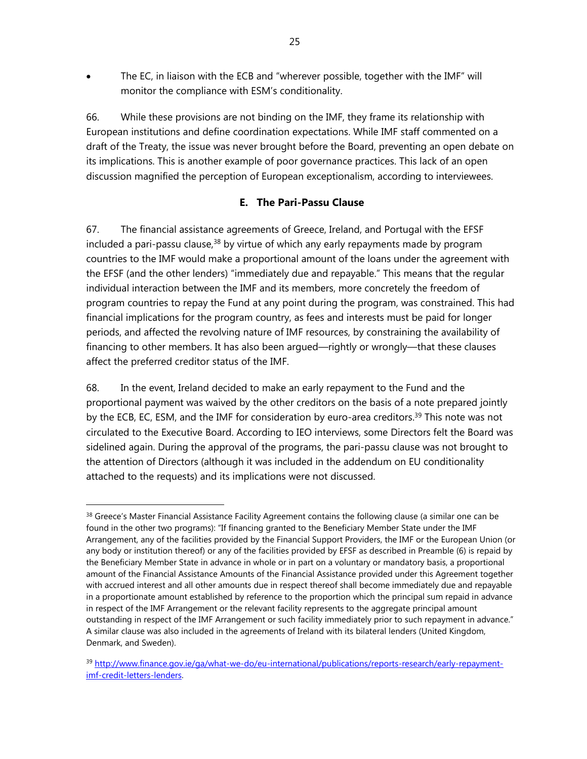- The EC, in liaison with the ECB and "wherever possible, together with the IMF" will monitor the compliance with ESM's conditionality.

66. While these provisions are not binding on the IMF, they frame its relationship with European institutions and define coordination expectations. While IMF staff commented on a draft of the Treaty, the issue was never brought before the Board, preventing an open debate on its implications. This is another example of poor governance practices. This lack of an open discussion magnified the perception of European exceptionalism, according to interviewees.

### E. The Pari-Passu Clause

67. The financial assistance agreements of Greece, Ireland, and Portugal with the EFSF included a pari-passu clause,[38] by virtue of which any early repayments made by program countries to the IMF would make a proportional amount of the loans under the agreement with the EFSF (and the other lenders) "immediately due and repayable." This means that the regular individual interaction between the IMF and its members, more concretely the freedom of program countries to repay the Fund at any point during the program, was constrained. This had financial implications for the program country, as fees and interests must be paid for longer periods, and affected the revolving nature of IMF resources, by constraining the availability of financing to other members. It has also been argued—rightly or wrongly—that these clauses affect the preferred creditor status of the IMF.

68. In the event, Ireland decided to make an early repayment to the Fund and the proportional payment was waived by the other creditors on the basis of a note prepared jointly by the ECB, EC, ESM, and the IMF for consideration by euro-area creditors.[39] This note was not circulated to the Executive Board. According to IEO interviews, some Directors felt the Board was sidelined again. During the approval of the programs, the pari-passu clause was not brought to the attention of Directors (although it was included in the addendum on EU conditionality attached to the requests) and its implications were not discussed.

---

[38] Greece's Master Financial Assistance Facility Agreement contains the following clause (a similar one can be found in the other two programs): "If financing granted to the Beneficiary Member State under the IMF Arrangement, any of the facilities provided by the Financial Support Providers, the IMF or the European Union (or any body or institution thereof) or any of the facilities provided by EFSF as described in Preamble (6) is repaid by the Beneficiary Member State in advance in whole or in part on a voluntary or mandatory basis, a proportional amount of the Financial Assistance Amounts of the Financial Assistance provided under this Agreement together with accrued interest and all other amounts due in respect thereof shall become immediately due and repayable in a proportionate amount established by reference to the proportion which the principal sum repaid in advance in respect of the IMF Arrangement or the relevant facility represents to the aggregate principal amount outstanding in respect of the IMF Arrangement or such facility immediately prior to such repayment in advance." A similar clause was also included in the agreements of Ireland with its bilateral lenders (United Kingdom, Denmark, and Sweden).

[39] http://www.finance.gov.ie/ga/what-we-do/eu-international/publications/reports-research/early-repayment-imf-credit-letters-lenders.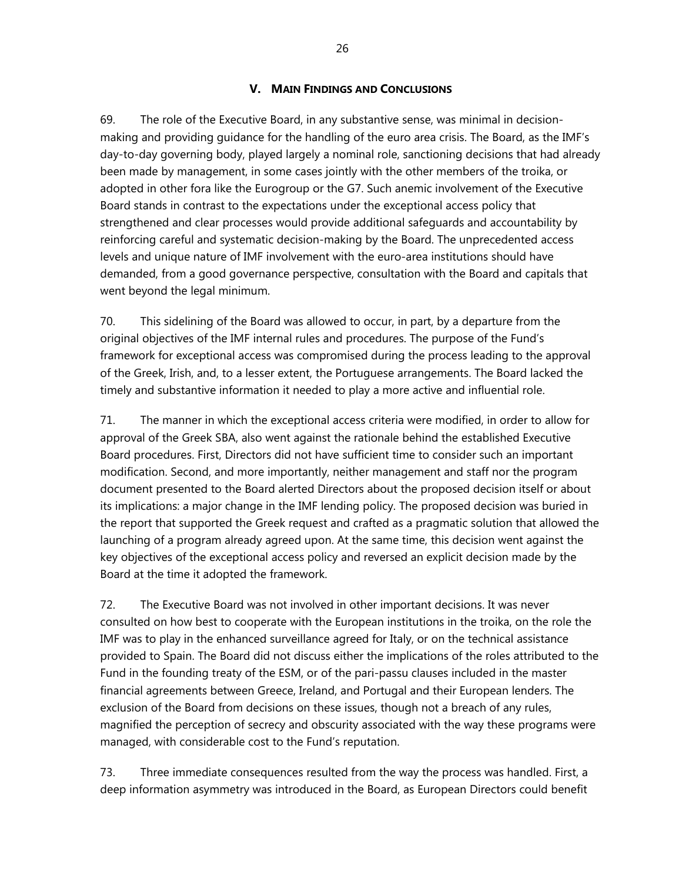## V. MAIN FINDINGS AND CONCLUSIONS

69. The role of the Executive Board, in any substantive sense, was minimal in decision-making and providing guidance for the handling of the euro area crisis. The Board, as the IMF's day-to-day governing body, played largely a nominal role, sanctioning decisions that had already been made by management, in some cases jointly with the other members of the troika, or adopted in other fora like the Eurogroup or the G7. Such anemic involvement of the Executive Board stands in contrast to the expectations under the exceptional access policy that strengthened and clear processes would provide additional safeguards and accountability by reinforcing careful and systematic decision-making by the Board. The unprecedented access levels and unique nature of IMF involvement with the euro-area institutions should have demanded, from a good governance perspective, consultation with the Board and capitals that went beyond the legal minimum.

70. This sidelining of the Board was allowed to occur, in part, by a departure from the original objectives of the IMF internal rules and procedures. The purpose of the Fund's framework for exceptional access was compromised during the process leading to the approval of the Greek, Irish, and, to a lesser extent, the Portuguese arrangements. The Board lacked the timely and substantive information it needed to play a more active and influential role.

71. The manner in which the exceptional access criteria were modified, in order to allow for approval of the Greek SBA, also went against the rationale behind the established Executive Board procedures. First, Directors did not have sufficient time to consider such an important modification. Second, and more importantly, neither management and staff nor the program document presented to the Board alerted Directors about the proposed decision itself or about its implications: a major change in the IMF lending policy. The proposed decision was buried in the report that supported the Greek request and crafted as a pragmatic solution that allowed the launching of a program already agreed upon. At the same time, this decision went against the key objectives of the exceptional access policy and reversed an explicit decision made by the Board at the time it adopted the framework.

72. The Executive Board was not involved in other important decisions. It was never consulted on how best to cooperate with the European institutions in the troika, on the role the IMF was to play in the enhanced surveillance agreed for Italy, or on the technical assistance provided to Spain. The Board did not discuss either the implications of the roles attributed to the Fund in the founding treaty of the ESM, or of the pari-passu clauses included in the master financial agreements between Greece, Ireland, and Portugal and their European lenders. The exclusion of the Board from decisions on these issues, though not a breach of any rules, magnified the perception of secrecy and obscurity associated with the way these programs were managed, with considerable cost to the Fund's reputation.

73. Three immediate consequences resulted from the way the process was handled. First, a deep information asymmetry was introduced in the Board, as European Directors could benefit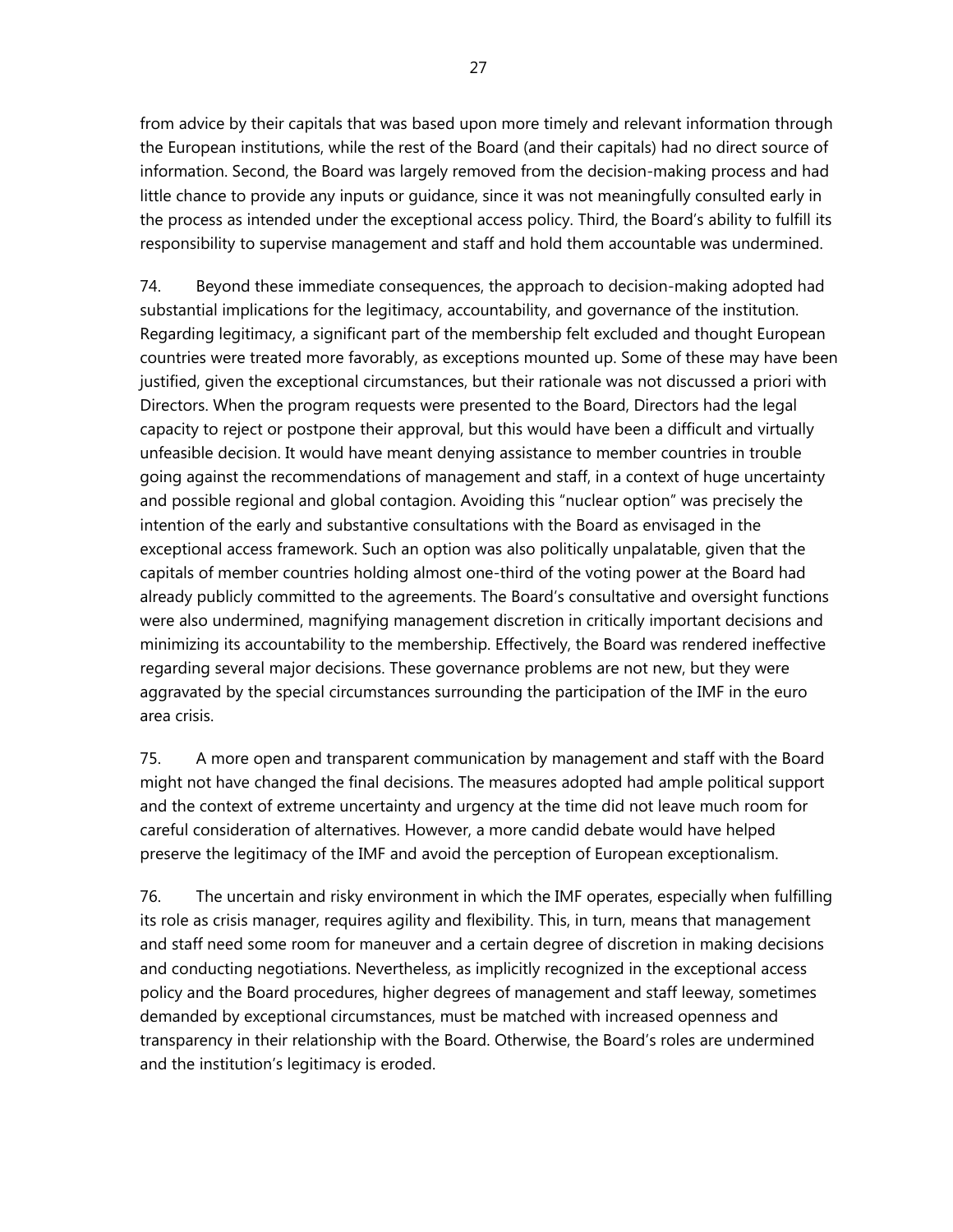from advice by their capitals that was based upon more timely and relevant information through the European institutions, while the rest of the Board (and their capitals) had no direct source of information. Second, the Board was largely removed from the decision-making process and had little chance to provide any inputs or guidance, since it was not meaningfully consulted early in the process as intended under the exceptional access policy. Third, the Board's ability to fulfill its responsibility to supervise management and staff and hold them accountable was undermined.

74. Beyond these immediate consequences, the approach to decision-making adopted had substantial implications for the legitimacy, accountability, and governance of the institution. Regarding legitimacy, a significant part of the membership felt excluded and thought European countries were treated more favorably, as exceptions mounted up. Some of these may have been justified, given the exceptional circumstances, but their rationale was not discussed a priori with Directors. When the program requests were presented to the Board, Directors had the legal capacity to reject or postpone their approval, but this would have been a difficult and virtually unfeasible decision. It would have meant denying assistance to member countries in trouble going against the recommendations of management and staff, in a context of huge uncertainty and possible regional and global contagion. Avoiding this "nuclear option" was precisely the intention of the early and substantive consultations with the Board as envisaged in the exceptional access framework. Such an option was also politically unpalatable, given that the capitals of member countries holding almost one-third of the voting power at the Board had already publicly committed to the agreements. The Board's consultative and oversight functions were also undermined, magnifying management discretion in critically important decisions and minimizing its accountability to the membership. Effectively, the Board was rendered ineffective regarding several major decisions. These governance problems are not new, but they were aggravated by the special circumstances surrounding the participation of the IMF in the euro area crisis.

75. A more open and transparent communication by management and staff with the Board might not have changed the final decisions. The measures adopted had ample political support and the context of extreme uncertainty and urgency at the time did not leave much room for careful consideration of alternatives. However, a more candid debate would have helped preserve the legitimacy of the IMF and avoid the perception of European exceptionalism.

76. The uncertain and risky environment in which the IMF operates, especially when fulfilling its role as crisis manager, requires agility and flexibility. This, in turn, means that management and staff need some room for maneuver and a certain degree of discretion in making decisions and conducting negotiations. Nevertheless, as implicitly recognized in the exceptional access policy and the Board procedures, higher degrees of management and staff leeway, sometimes demanded by exceptional circumstances, must be matched with increased openness and transparency in their relationship with the Board. Otherwise, the Board's roles are undermined and the institution's legitimacy is eroded.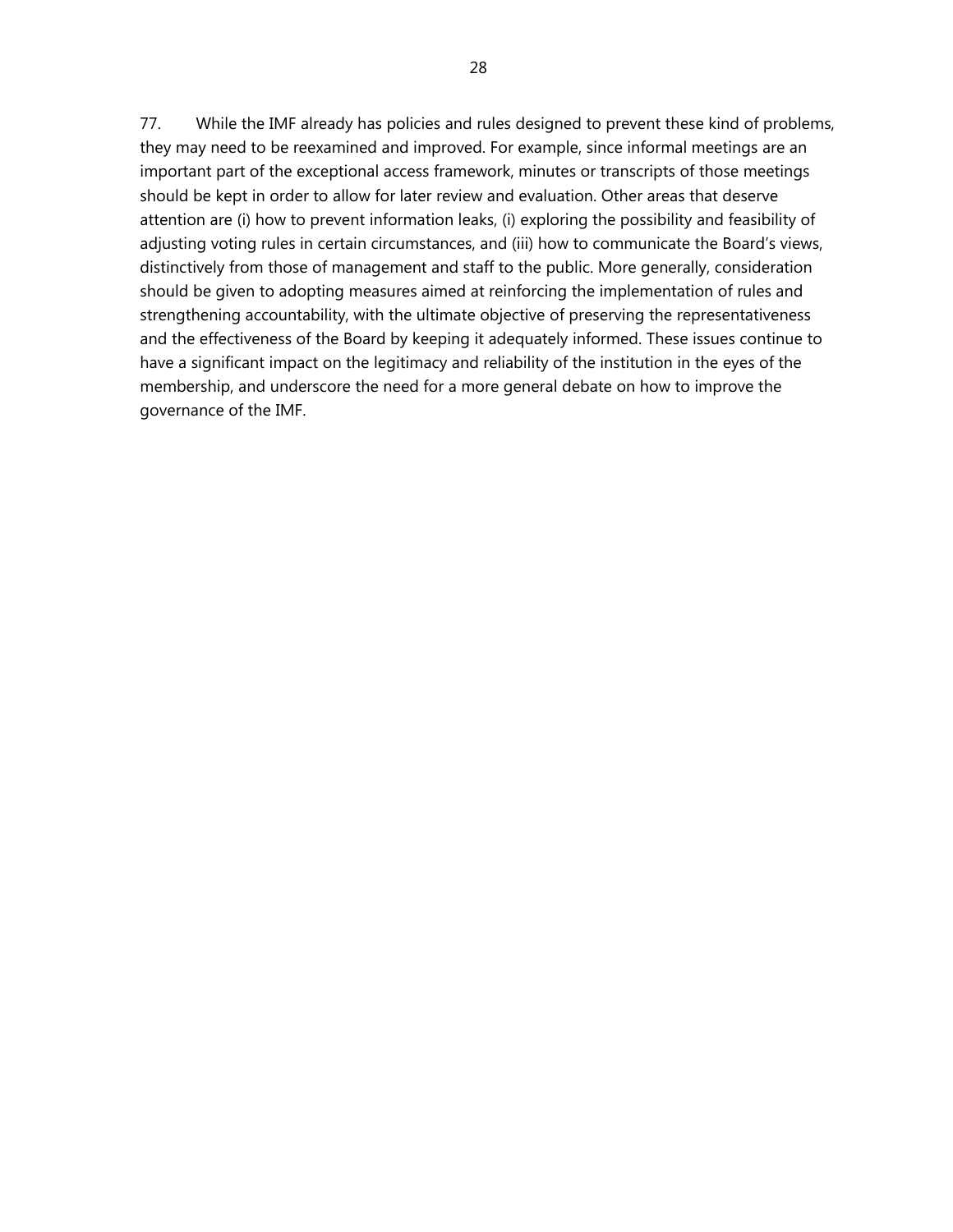77. While the IMF already has policies and rules designed to prevent these kind of problems, they may need to be reexamined and improved. For example, since informal meetings are an important part of the exceptional access framework, minutes or transcripts of those meetings should be kept in order to allow for later review and evaluation. Other areas that deserve attention are (i) how to prevent information leaks, (i) exploring the possibility and feasibility of adjusting voting rules in certain circumstances, and (iii) how to communicate the Board's views, distinctively from those of management and staff to the public. More generally, consideration should be given to adopting measures aimed at reinforcing the implementation of rules and strengthening accountability, with the ultimate objective of preserving the representativeness and the effectiveness of the Board by keeping it adequately informed. These issues continue to have a significant impact on the legitimacy and reliability of the institution in the eyes of the membership, and underscore the need for a more general debate on how to improve the governance of the IMF.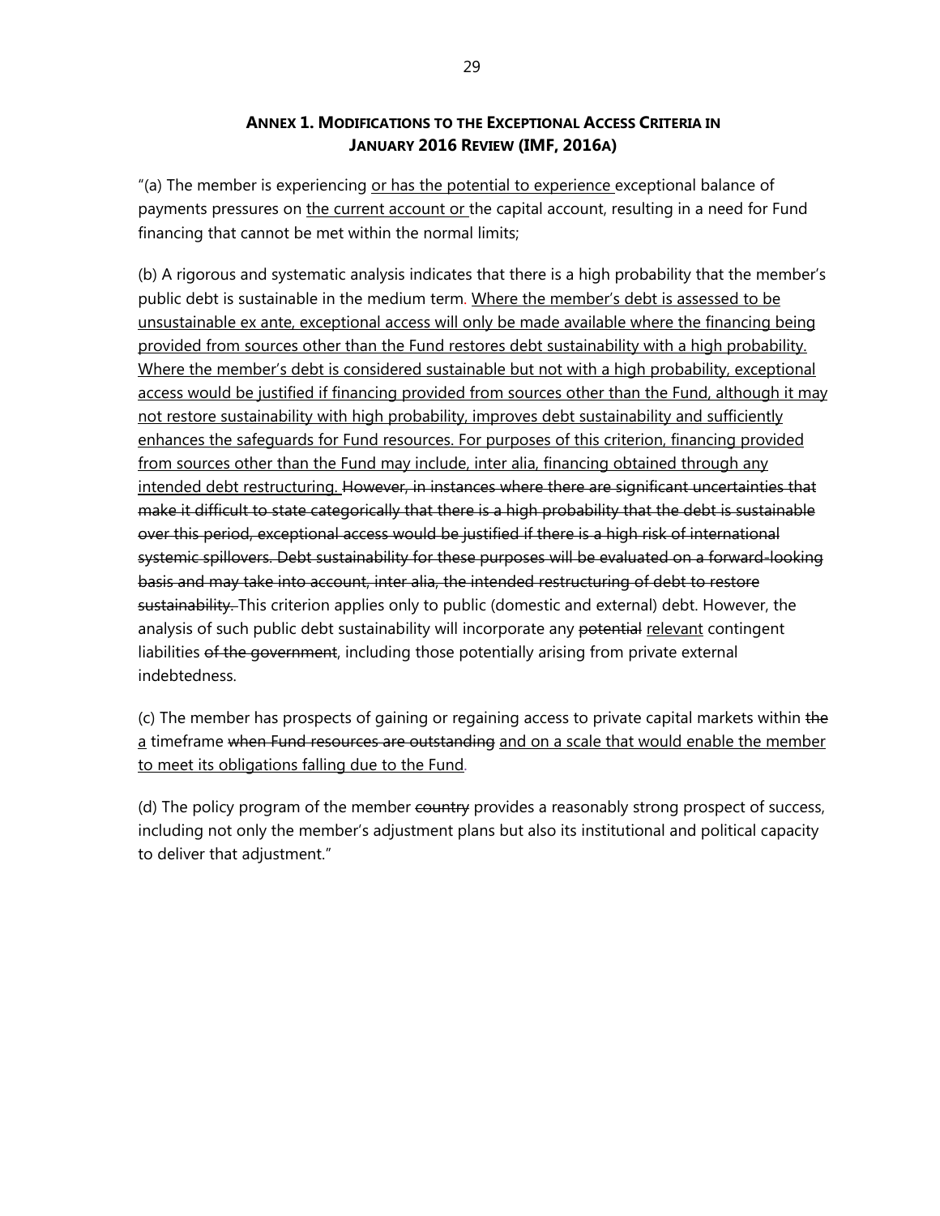## ANNEX 1. MODIFICATIONS TO THE EXCEPTIONAL ACCESS CRITERIA IN JANUARY 2016 REVIEW (IMF, 2016A)

"(a) The member is experiencing <u>or has the potential to experience</u> exceptional balance of payments pressures on <u>the current account or</u> the capital account, resulting in a need for Fund financing that cannot be met within the normal limits;

(b) A rigorous and systematic analysis indicates that there is a high probability that the member's public debt is sustainable in the medium term. <u>Where the member's debt is assessed to be unsustainable ex ante, exceptional access will only be made available where the financing being provided from sources other than the Fund restores debt sustainability with a high probability. Where the member's debt is considered sustainable but not with a high probability, exceptional access would be justified if financing provided from sources other than the Fund, although it may not restore sustainability with high probability, improves debt sustainability and sufficiently enhances the safeguards for Fund resources. For purposes of this criterion, financing provided from sources other than the Fund may include, inter alia, financing obtained through any intended debt restructuring.</u> ~~However, in instances where there are significant uncertainties that make it difficult to state categorically that there is a high probability that the debt is sustainable over this period, exceptional access would be justified if there is a high risk of international systemic spillovers. Debt sustainability for these purposes will be evaluated on a forward-looking basis and may take into account, inter alia, the intended restructuring of debt to restore sustainability.~~ This criterion applies only to public (domestic and external) debt. However, the analysis of such public debt sustainability will incorporate any ~~potential~~ <u>relevant</u> contingent liabilities ~~of the government~~, including those potentially arising from private external indebtedness.

(c) The member has prospects of gaining or regaining access to private capital markets within ~~the~~ <u>a</u> timeframe ~~when Fund resources are outstanding~~ <u>and on a scale that would enable the member to meet its obligations falling due to the Fund</u>.

(d) The policy program of the member ~~country~~ provides a reasonably strong prospect of success, including not only the member's adjustment plans but also its institutional and political capacity to deliver that adjustment."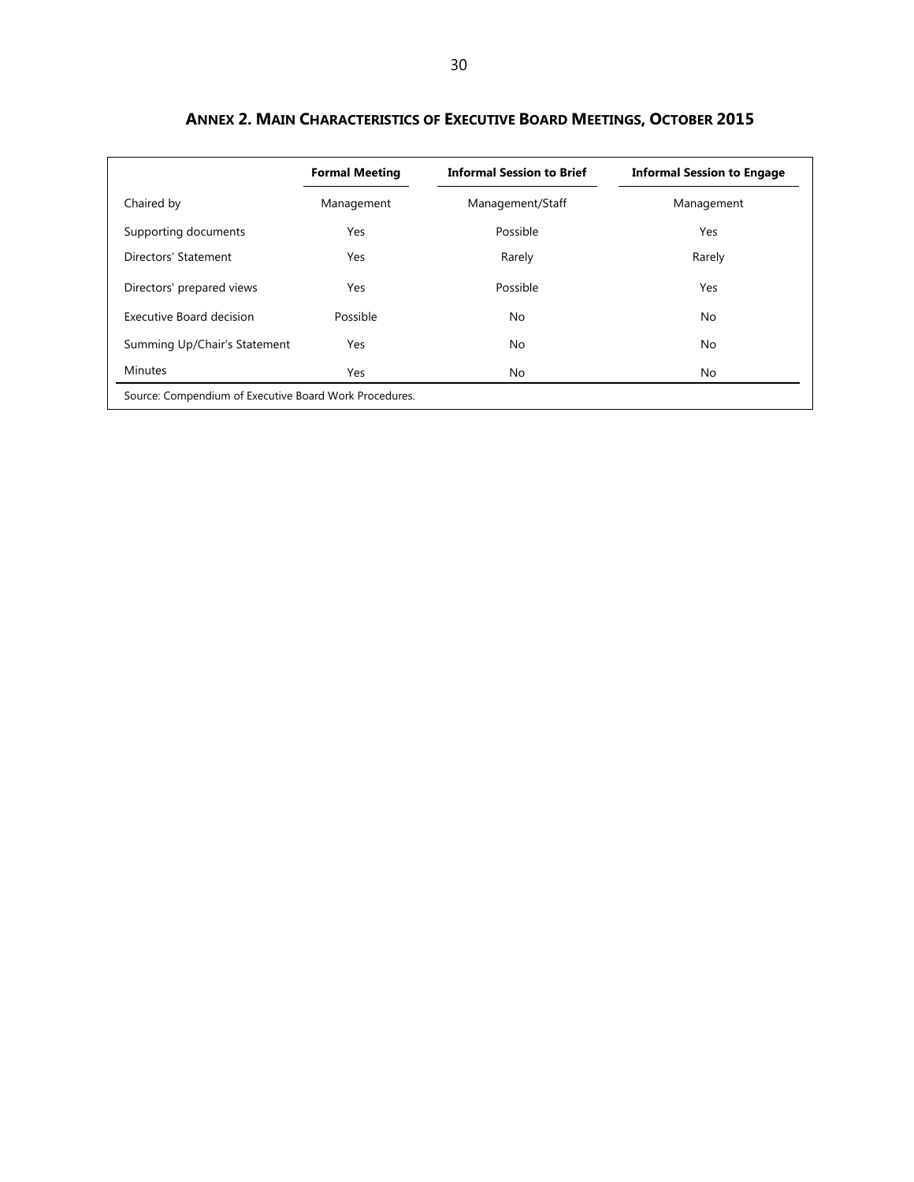## ANNEX 2. MAIN CHARACTERISTICS OF EXECUTIVE BOARD MEETINGS, OCTOBER 2015

| | Formal Meeting | Informal Session to Brief | Informal Session to Engage |
|---|---|---|---|
| Chaired by | Management | Management/Staff | Management |
| Supporting documents | Yes | Possible | Yes |
| Directors' Statement | Yes | Rarely | Rarely |
| Directors' prepared views | Yes | Possible | Yes |
| Executive Board decision | Possible | No | No |
| Summing Up/Chair's Statement | Yes | No | No |
| Minutes | Yes | No | No |

Source: Compendium of Executive Board Work Procedures.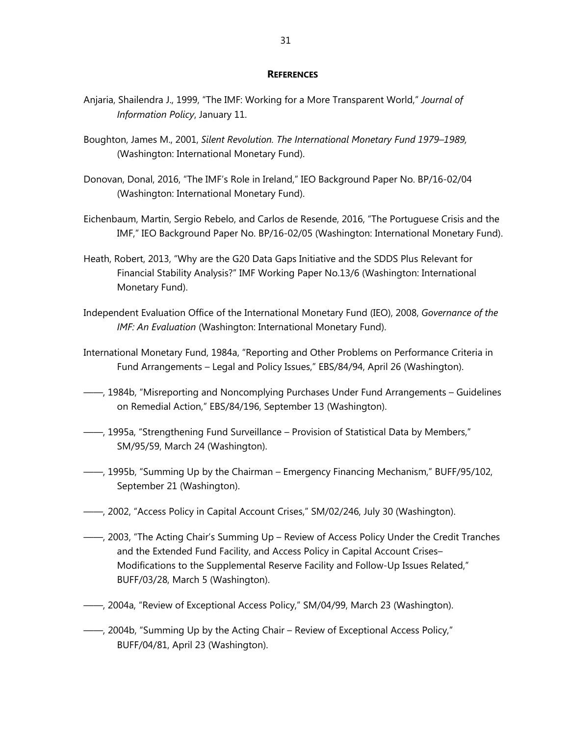## References

Anjaria, Shailendra J., 1999, "The IMF: Working for a More Transparent World," *Journal of Information Policy*, January 11.

Boughton, James M., 2001, *Silent Revolution. The International Monetary Fund 1979–1989,* (Washington: International Monetary Fund).

Donovan, Donal, 2016, "The IMF's Role in Ireland," IEO Background Paper No. BP/16-02/04 (Washington: International Monetary Fund).

Eichenbaum, Martin, Sergio Rebelo, and Carlos de Resende, 2016, "The Portuguese Crisis and the IMF," IEO Background Paper No. BP/16-02/05 (Washington: International Monetary Fund).

Heath, Robert, 2013, "Why are the G20 Data Gaps Initiative and the SDDS Plus Relevant for Financial Stability Analysis?" IMF Working Paper No.13/6 (Washington: International Monetary Fund).

Independent Evaluation Office of the International Monetary Fund (IEO), 2008, *Governance of the IMF: An Evaluation* (Washington: International Monetary Fund).

International Monetary Fund, 1984a, "Reporting and Other Problems on Performance Criteria in Fund Arrangements – Legal and Policy Issues," EBS/84/94, April 26 (Washington).

——, 1984b, "Misreporting and Noncomplying Purchases Under Fund Arrangements – Guidelines on Remedial Action," EBS/84/196, September 13 (Washington).

——, 1995a, "Strengthening Fund Surveillance – Provision of Statistical Data by Members," SM/95/59, March 24 (Washington).

——, 1995b, "Summing Up by the Chairman – Emergency Financing Mechanism," BUFF/95/102, September 21 (Washington).

——, 2002, "Access Policy in Capital Account Crises," SM/02/246, July 30 (Washington).

——, 2003, "The Acting Chair's Summing Up – Review of Access Policy Under the Credit Tranches and the Extended Fund Facility, and Access Policy in Capital Account Crises–Modifications to the Supplemental Reserve Facility and Follow-Up Issues Related," BUFF/03/28, March 5 (Washington).

——, 2004a, "Review of Exceptional Access Policy," SM/04/99, March 23 (Washington).

——, 2004b, "Summing Up by the Acting Chair – Review of Exceptional Access Policy," BUFF/04/81, April 23 (Washington).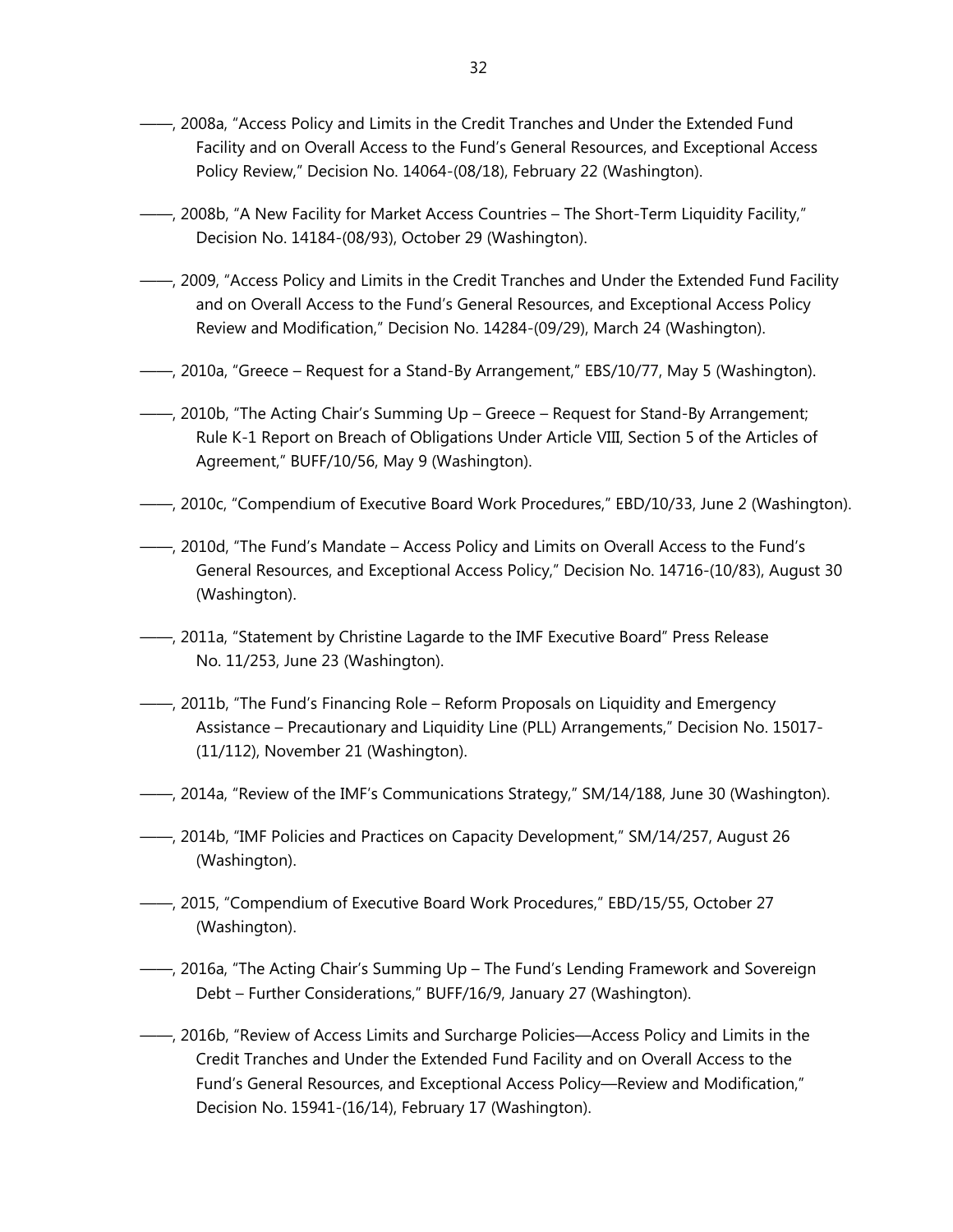———, 2008a, "Access Policy and Limits in the Credit Tranches and Under the Extended Fund Facility and on Overall Access to the Fund's General Resources, and Exceptional Access Policy Review," Decision No. 14064-(08/18), February 22 (Washington).

———, 2008b, "A New Facility for Market Access Countries – The Short-Term Liquidity Facility," Decision No. 14184-(08/93), October 29 (Washington).

———, 2009, "Access Policy and Limits in the Credit Tranches and Under the Extended Fund Facility and on Overall Access to the Fund's General Resources, and Exceptional Access Policy Review and Modification," Decision No. 14284-(09/29), March 24 (Washington).

———, 2010a, "Greece – Request for a Stand-By Arrangement," EBS/10/77, May 5 (Washington).

———, 2010b, "The Acting Chair's Summing Up – Greece – Request for Stand-By Arrangement; Rule K-1 Report on Breach of Obligations Under Article VIII, Section 5 of the Articles of Agreement," BUFF/10/56, May 9 (Washington).

———, 2010c, "Compendium of Executive Board Work Procedures," EBD/10/33, June 2 (Washington).

———, 2010d, "The Fund's Mandate – Access Policy and Limits on Overall Access to the Fund's General Resources, and Exceptional Access Policy," Decision No. 14716-(10/83), August 30 (Washington).

———, 2011a, "Statement by Christine Lagarde to the IMF Executive Board" Press Release No. 11/253, June 23 (Washington).

———, 2011b, "The Fund's Financing Role – Reform Proposals on Liquidity and Emergency Assistance – Precautionary and Liquidity Line (PLL) Arrangements," Decision No. 15017-(11/112), November 21 (Washington).

———, 2014a, "Review of the IMF's Communications Strategy," SM/14/188, June 30 (Washington).

———, 2014b, "IMF Policies and Practices on Capacity Development," SM/14/257, August 26 (Washington).

———, 2015, "Compendium of Executive Board Work Procedures," EBD/15/55, October 27 (Washington).

———, 2016a, "The Acting Chair's Summing Up – The Fund's Lending Framework and Sovereign Debt – Further Considerations," BUFF/16/9, January 27 (Washington).

———, 2016b, "Review of Access Limits and Surcharge Policies—Access Policy and Limits in the Credit Tranches and Under the Extended Fund Facility and on Overall Access to the Fund's General Resources, and Exceptional Access Policy—Review and Modification," Decision No. 15941-(16/14), February 17 (Washington).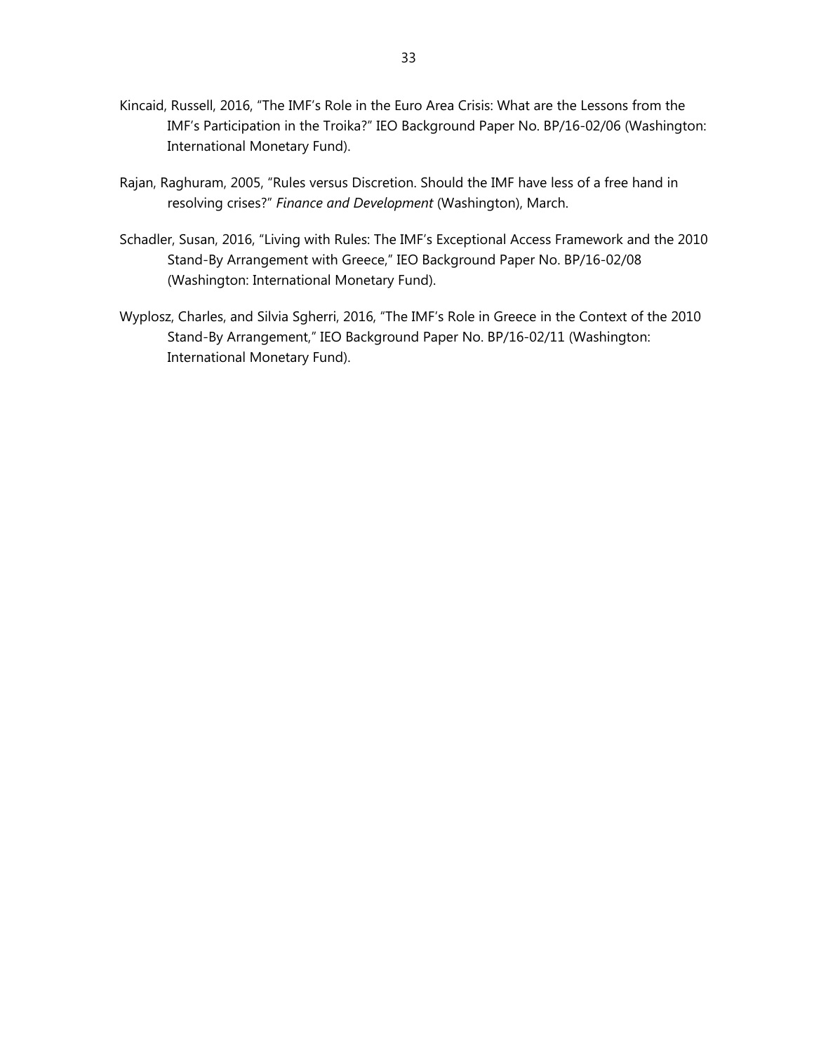Kincaid, Russell, 2016, "The IMF's Role in the Euro Area Crisis: What are the Lessons from the IMF's Participation in the Troika?" IEO Background Paper No. BP/16-02/06 (Washington: International Monetary Fund).

Rajan, Raghuram, 2005, "Rules versus Discretion. Should the IMF have less of a free hand in resolving crises?" *Finance and Development* (Washington), March.

Schadler, Susan, 2016, "Living with Rules: The IMF's Exceptional Access Framework and the 2010 Stand-By Arrangement with Greece," IEO Background Paper No. BP/16-02/08 (Washington: International Monetary Fund).

Wyplosz, Charles, and Silvia Sgherri, 2016, "The IMF's Role in Greece in the Context of the 2010 Stand-By Arrangement," IEO Background Paper No. BP/16-02/11 (Washington: International Monetary Fund).